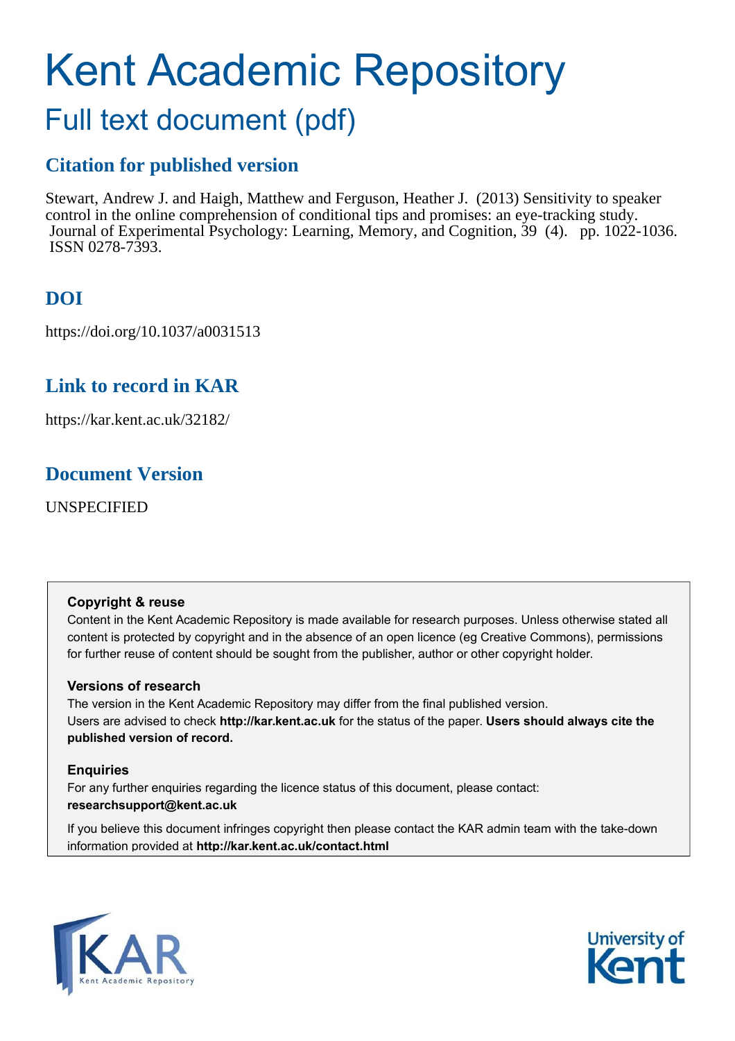# Kent Academic Repository

## Full text document (pdf)

### Citation for published version

Stewart, Andrew J. and Haigh, Matthew and Ferguson, Heather J. (2013) Sensitivity to speaker control in the online comprehension of conditional tips and promises: an eye-tracking study. Journal of Experimental Psychology: Learning, Memory, and Cognition, 39 (4). pp. 1022-1036. ISSN 0278-7393.

### DOI

https://doi.org/10.1037/a0031513

### Link to record in KAR

https://kar.kent.ac.uk/32182/

### Document Version

UNSPECIFIED

**Copyright & reuse**

Content in the Kent Academic Repository is made available for research purposes. Unless otherwise stated all content is protected by copyright and in the absence of an open licence (eg Creative Commons), permissions for further reuse of content should be sought from the publisher, author or other copyright holder.

**Versions of research**

The version in the Kent Academic Repository may differ from the final published version. Users are advised to check **http://kar.kent.ac.uk** for the status of the paper. **Users should always cite the published version of record.**

**Enquiries**

For any further enquiries regarding the licence status of this document, please contact: **researchsupport@kent.ac.uk**

If you believe this document infringes copyright then please contact the KAR admin team with the take-down information provided at **http://kar.kent.ac.uk/contact.html**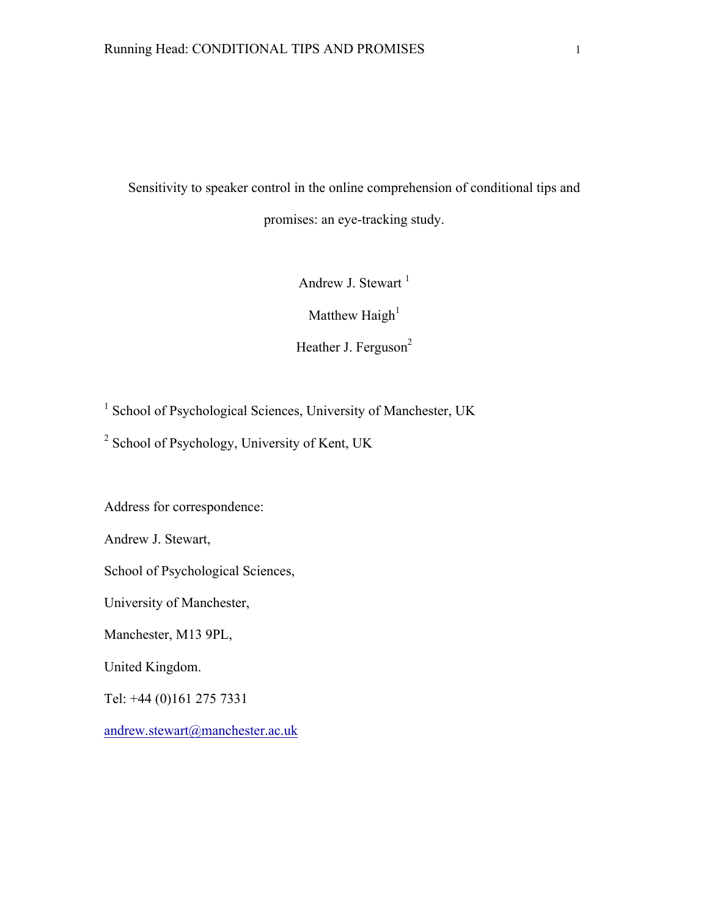# Sensitivity to speaker control in the online comprehension of conditional tips and promises: an eye-tracking study.

Andrew J. Stewart [1]

Matthew Haigh[1]

Heather J. Ferguson[2]

[1] School of Psychological Sciences, University of Manchester, UK

[2] School of Psychology, University of Kent, UK

Address for correspondence:

Andrew J. Stewart,

School of Psychological Sciences,

University of Manchester,

Manchester, M13 9PL,

United Kingdom.

Tel: +44 (0)161 275 7331

andrew.stewart@manchester.ac.uk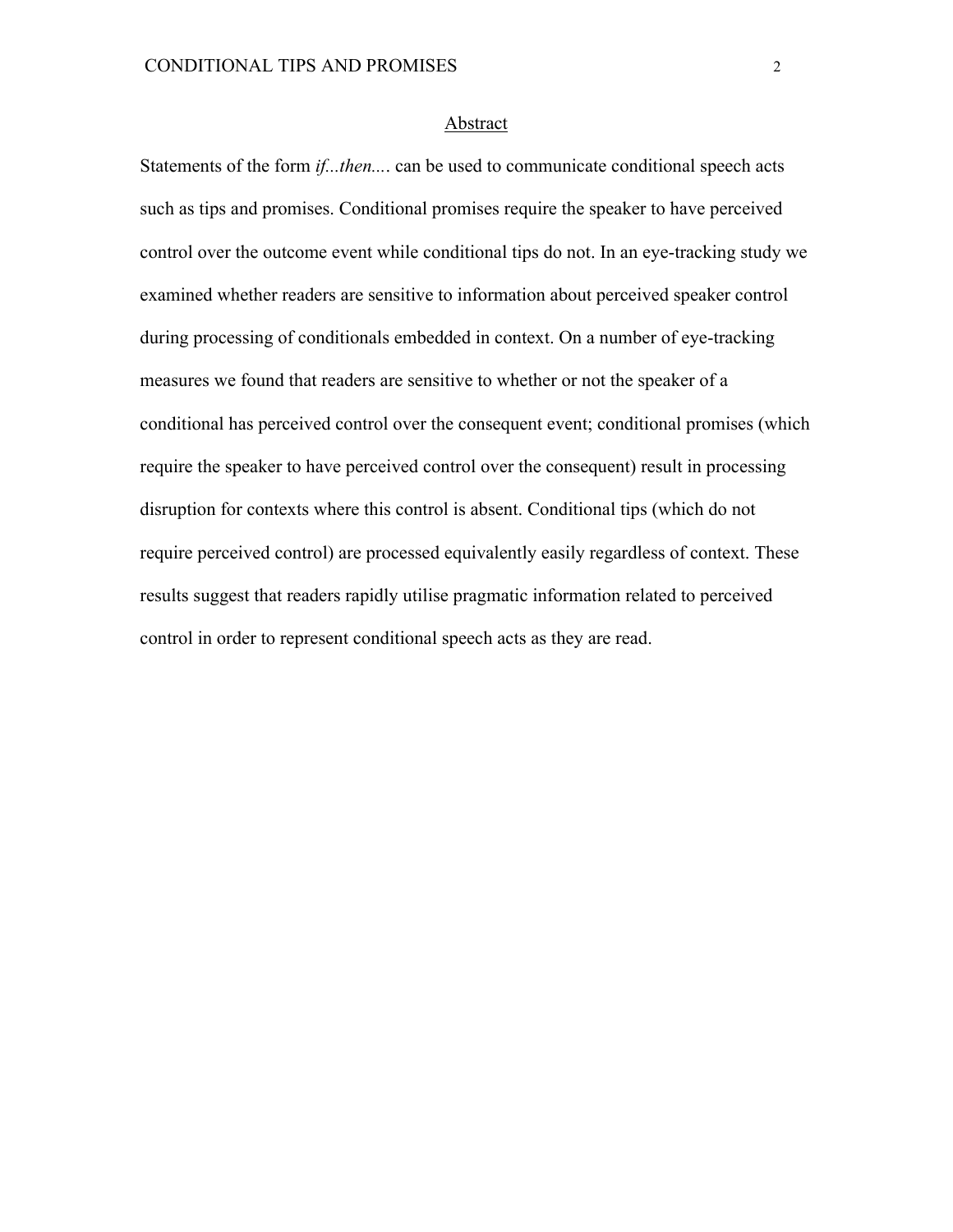## Abstract

Statements of the form *if...then...*. can be used to communicate conditional speech acts such as tips and promises. Conditional promises require the speaker to have perceived control over the outcome event while conditional tips do not. In an eye-tracking study we examined whether readers are sensitive to information about perceived speaker control during processing of conditionals embedded in context. On a number of eye-tracking measures we found that readers are sensitive to whether or not the speaker of a conditional has perceived control over the consequent event; conditional promises (which require the speaker to have perceived control over the consequent) result in processing disruption for contexts where this control is absent. Conditional tips (which do not require perceived control) are processed equivalently easily regardless of context. These results suggest that readers rapidly utilise pragmatic information related to perceived control in order to represent conditional speech acts as they are read.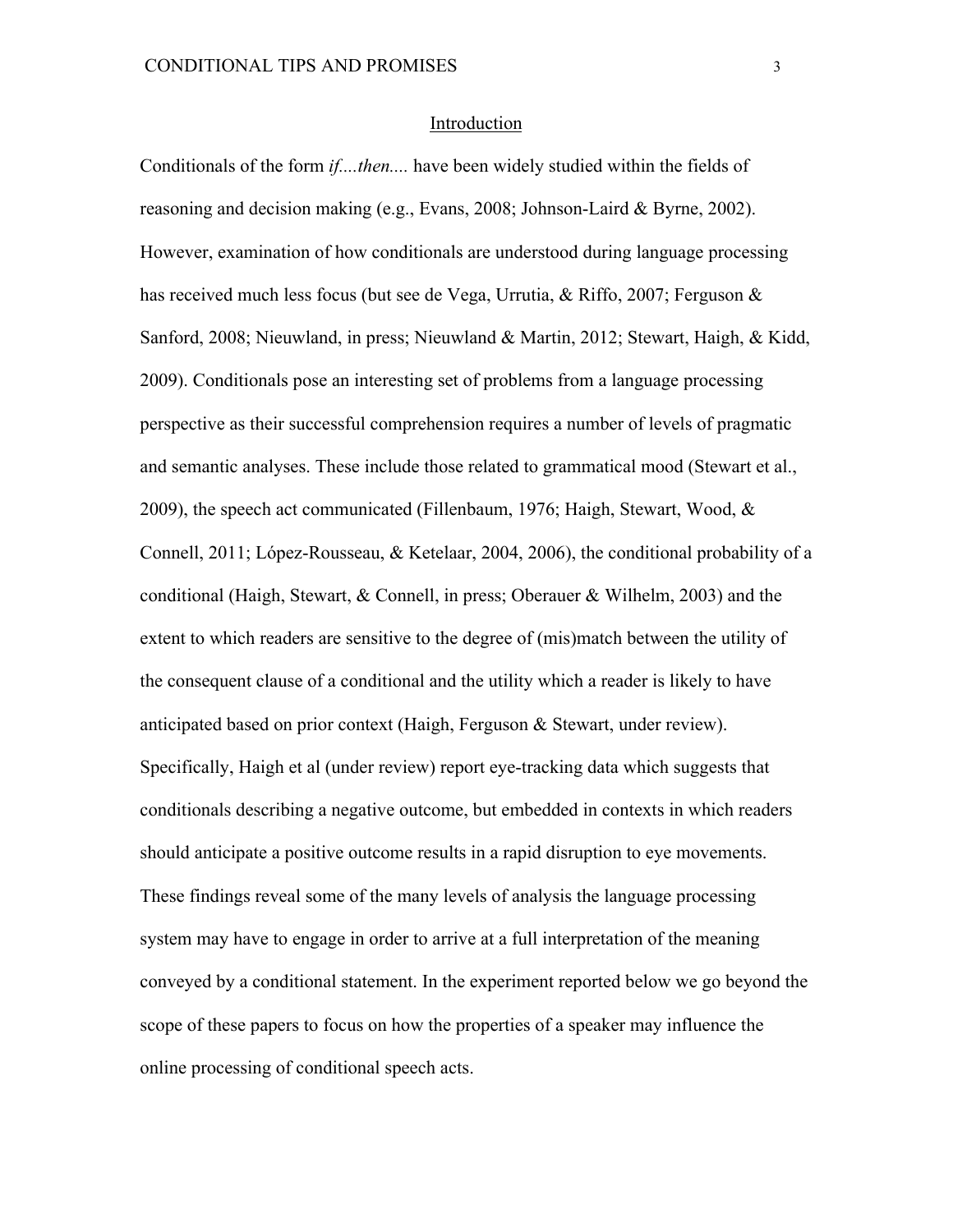## Introduction

Conditionals of the form *if....then....* have been widely studied within the fields of reasoning and decision making (e.g., Evans, 2008; Johnson-Laird & Byrne, 2002). However, examination of how conditionals are understood during language processing has received much less focus (but see de Vega, Urrutia, & Riffo, 2007; Ferguson & Sanford, 2008; Nieuwland, in press; Nieuwland & Martin, 2012; Stewart, Haigh, & Kidd, 2009). Conditionals pose an interesting set of problems from a language processing perspective as their successful comprehension requires a number of levels of pragmatic and semantic analyses. These include those related to grammatical mood (Stewart et al., 2009), the speech act communicated (Fillenbaum, 1976; Haigh, Stewart, Wood, & Connell, 2011; López-Rousseau, & Ketelaar, 2004, 2006), the conditional probability of a conditional (Haigh, Stewart, & Connell, in press; Oberauer & Wilhelm, 2003) and the extent to which readers are sensitive to the degree of (mis)match between the utility of the consequent clause of a conditional and the utility which a reader is likely to have anticipated based on prior context (Haigh, Ferguson & Stewart, under review). Specifically, Haigh et al (under review) report eye-tracking data which suggests that conditionals describing a negative outcome, but embedded in contexts in which readers should anticipate a positive outcome results in a rapid disruption to eye movements. These findings reveal some of the many levels of analysis the language processing system may have to engage in order to arrive at a full interpretation of the meaning conveyed by a conditional statement. In the experiment reported below we go beyond the scope of these papers to focus on how the properties of a speaker may influence the online processing of conditional speech acts.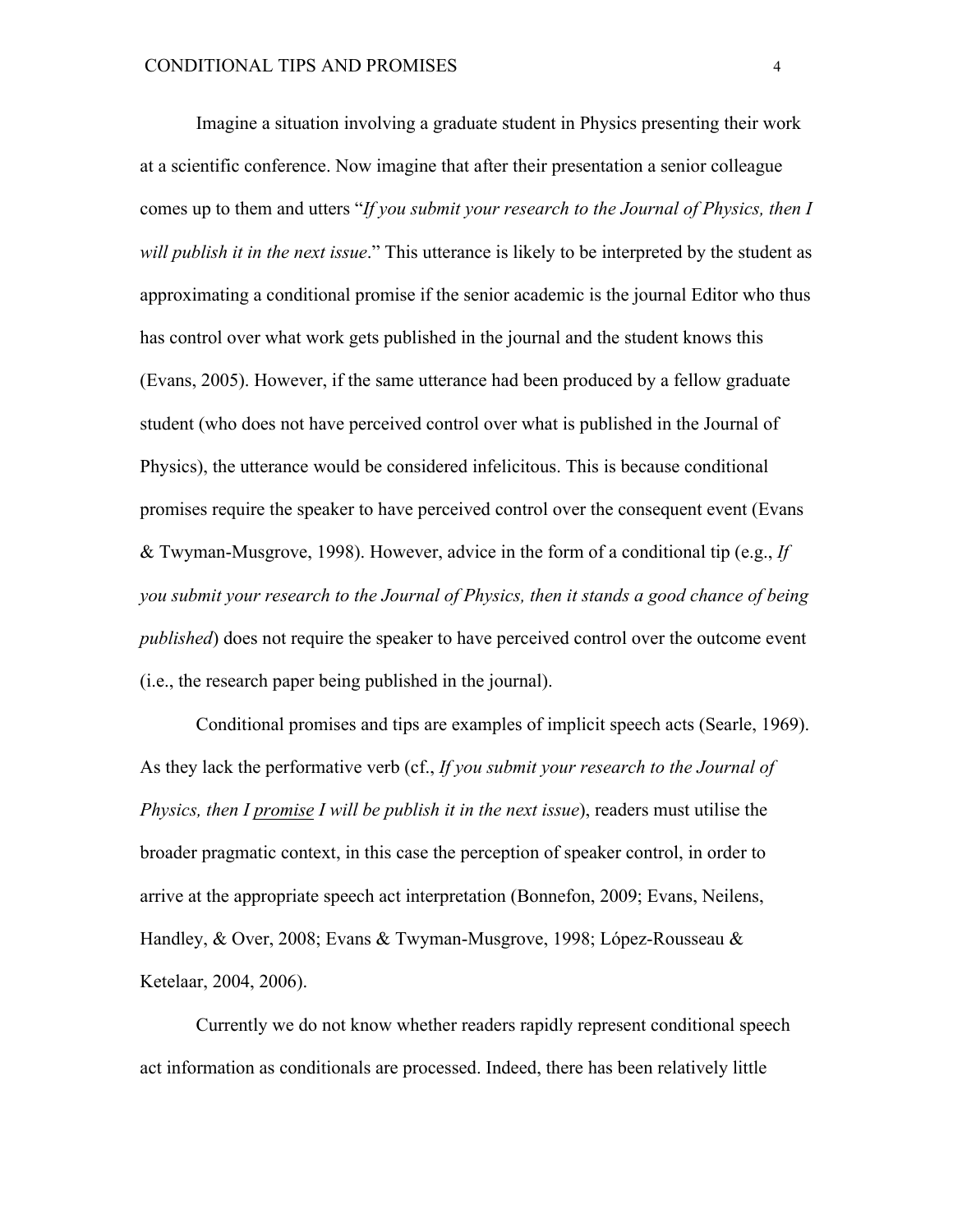Imagine a situation involving a graduate student in Physics presenting their work at a scientific conference. Now imagine that after their presentation a senior colleague comes up to them and utters "*If you submit your research to the Journal of Physics, then I will publish it in the next issue*." This utterance is likely to be interpreted by the student as approximating a conditional promise if the senior academic is the journal Editor who thus has control over what work gets published in the journal and the student knows this (Evans, 2005). However, if the same utterance had been produced by a fellow graduate student (who does not have perceived control over what is published in the Journal of Physics), the utterance would be considered infelicitous. This is because conditional promises require the speaker to have perceived control over the consequent event (Evans & Twyman-Musgrove, 1998). However, advice in the form of a conditional tip (e.g., *If you submit your research to the Journal of Physics, then it stands a good chance of being published*) does not require the speaker to have perceived control over the outcome event (i.e., the research paper being published in the journal).

Conditional promises and tips are examples of implicit speech acts (Searle, 1969). As they lack the performative verb (cf., *If you submit your research to the Journal of Physics, then I <u>promise</u> I will be publish it in the next issue*), readers must utilise the broader pragmatic context, in this case the perception of speaker control, in order to arrive at the appropriate speech act interpretation (Bonnefon, 2009; Evans, Neilens, Handley, & Over, 2008; Evans & Twyman-Musgrove, 1998; López-Rousseau & Ketelaar, 2004, 2006).

Currently we do not know whether readers rapidly represent conditional speech act information as conditionals are processed. Indeed, there has been relatively little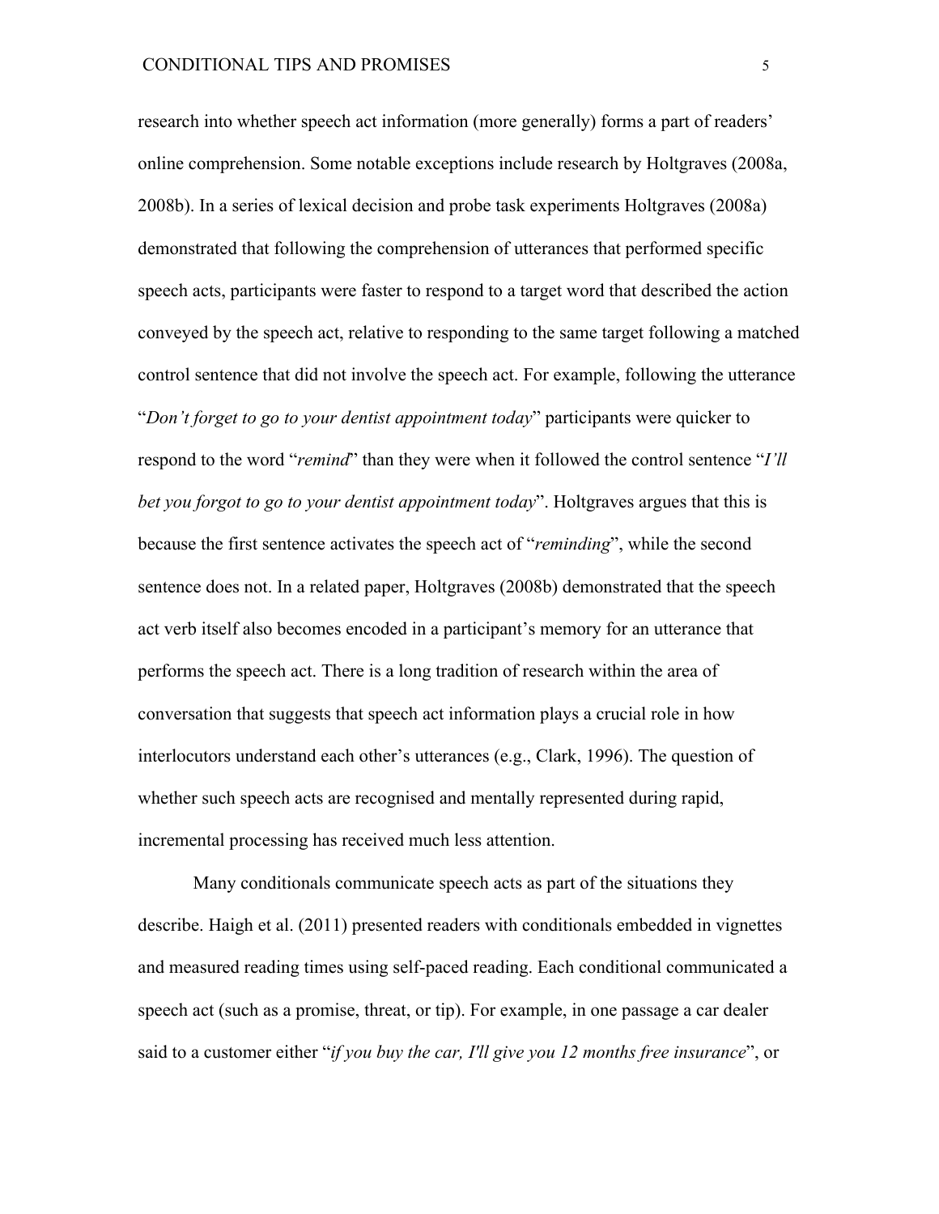research into whether speech act information (more generally) forms a part of readers' online comprehension. Some notable exceptions include research by Holtgraves (2008a, 2008b). In a series of lexical decision and probe task experiments Holtgraves (2008a) demonstrated that following the comprehension of utterances that performed specific speech acts, participants were faster to respond to a target word that described the action conveyed by the speech act, relative to responding to the same target following a matched control sentence that did not involve the speech act. For example, following the utterance "*Don't forget to go to your dentist appointment today*" participants were quicker to respond to the word "*remind*" than they were when it followed the control sentence "*I'll bet you forgot to go to your dentist appointment today*". Holtgraves argues that this is because the first sentence activates the speech act of "*reminding*", while the second sentence does not. In a related paper, Holtgraves (2008b) demonstrated that the speech act verb itself also becomes encoded in a participant's memory for an utterance that performs the speech act. There is a long tradition of research within the area of conversation that suggests that speech act information plays a crucial role in how interlocutors understand each other's utterances (e.g., Clark, 1996). The question of whether such speech acts are recognised and mentally represented during rapid, incremental processing has received much less attention.

Many conditionals communicate speech acts as part of the situations they describe. Haigh et al. (2011) presented readers with conditionals embedded in vignettes and measured reading times using self-paced reading. Each conditional communicated a speech act (such as a promise, threat, or tip). For example, in one passage a car dealer said to a customer either "*if you buy the car, I'll give you 12 months free insurance*", or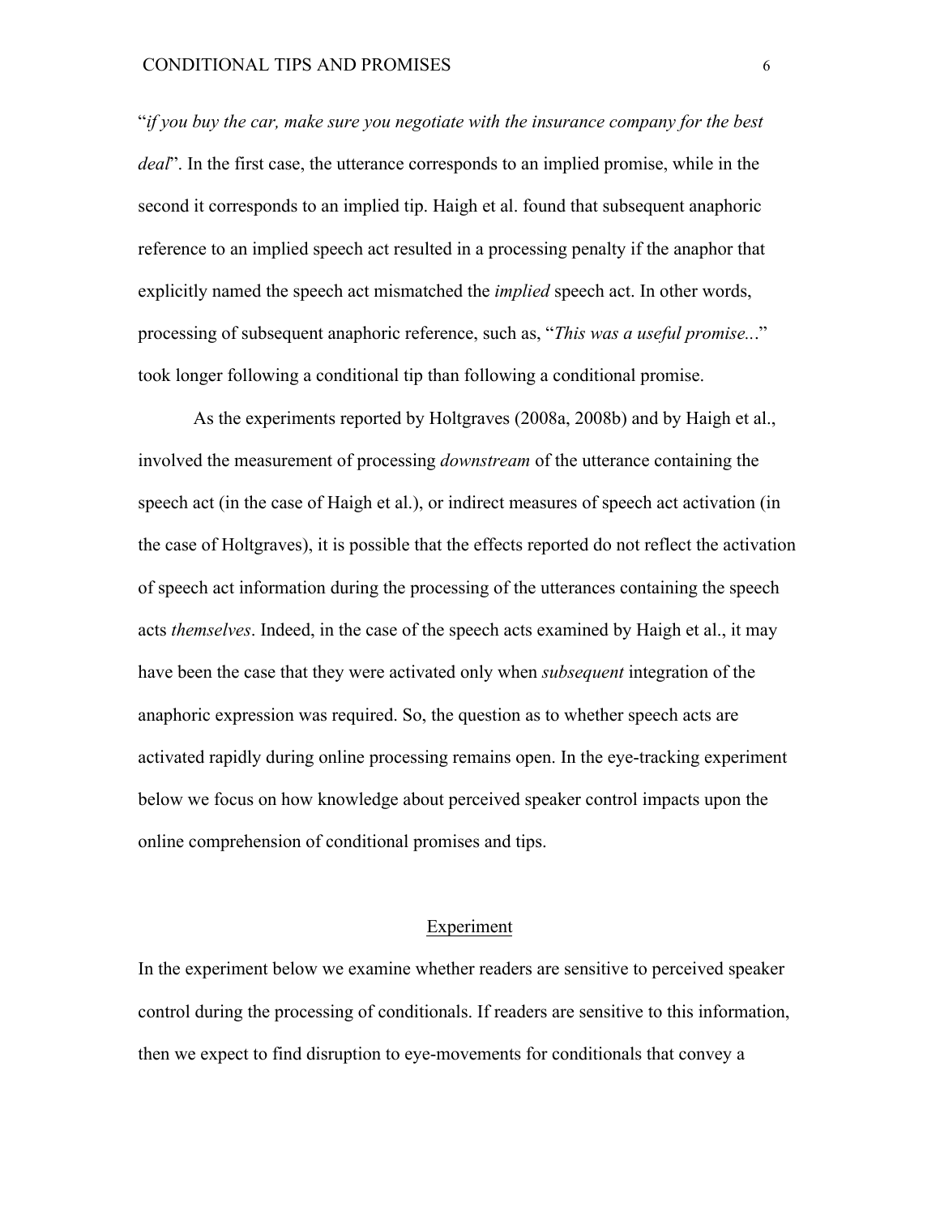"*if you buy the car, make sure you negotiate with the insurance company for the best deal*". In the first case, the utterance corresponds to an implied promise, while in the second it corresponds to an implied tip. Haigh et al. found that subsequent anaphoric reference to an implied speech act resulted in a processing penalty if the anaphor that explicitly named the speech act mismatched the *implied* speech act. In other words, processing of subsequent anaphoric reference, such as, "*This was a useful promise...*" took longer following a conditional tip than following a conditional promise.

As the experiments reported by Holtgraves (2008a, 2008b) and by Haigh et al., involved the measurement of processing *downstream* of the utterance containing the speech act (in the case of Haigh et al.), or indirect measures of speech act activation (in the case of Holtgraves), it is possible that the effects reported do not reflect the activation of speech act information during the processing of the utterances containing the speech acts *themselves*. Indeed, in the case of the speech acts examined by Haigh et al., it may have been the case that they were activated only when *subsequent* integration of the anaphoric expression was required. So, the question as to whether speech acts are activated rapidly during online processing remains open. In the eye-tracking experiment below we focus on how knowledge about perceived speaker control impacts upon the online comprehension of conditional promises and tips.

## Experiment

In the experiment below we examine whether readers are sensitive to perceived speaker control during the processing of conditionals. If readers are sensitive to this information, then we expect to find disruption to eye-movements for conditionals that convey a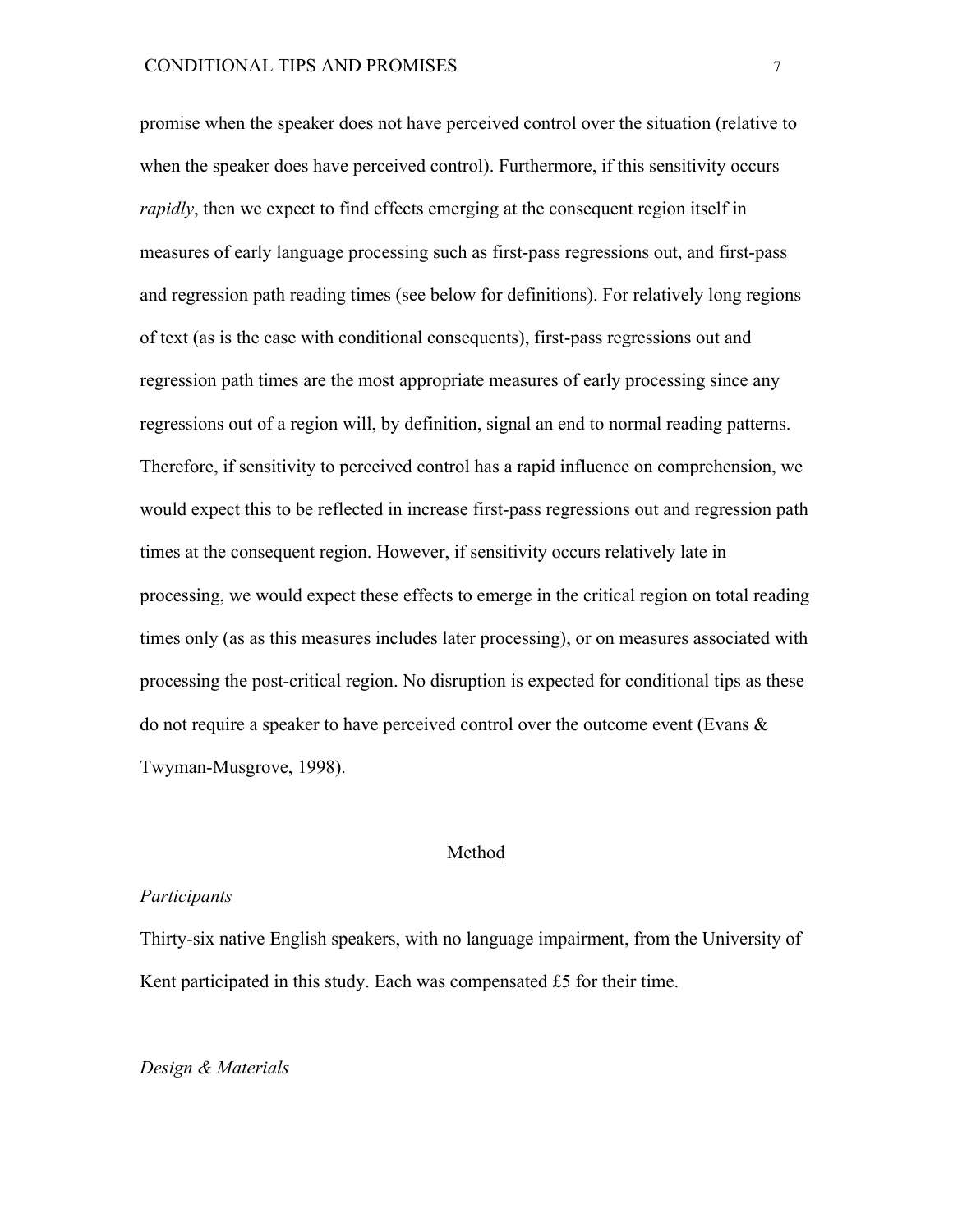promise when the speaker does not have perceived control over the situation (relative to when the speaker does have perceived control). Furthermore, if this sensitivity occurs *rapidly*, then we expect to find effects emerging at the consequent region itself in measures of early language processing such as first-pass regressions out, and first-pass and regression path reading times (see below for definitions). For relatively long regions of text (as is the case with conditional consequents), first-pass regressions out and regression path times are the most appropriate measures of early processing since any regressions out of a region will, by definition, signal an end to normal reading patterns. Therefore, if sensitivity to perceived control has a rapid influence on comprehension, we would expect this to be reflected in increase first-pass regressions out and regression path times at the consequent region. However, if sensitivity occurs relatively late in processing, we would expect these effects to emerge in the critical region on total reading times only (as as this measures includes later processing), or on measures associated with processing the post-critical region. No disruption is expected for conditional tips as these do not require a speaker to have perceived control over the outcome event (Evans & Twyman-Musgrove, 1998).

## Method

### *Participants*

Thirty-six native English speakers, with no language impairment, from the University of Kent participated in this study. Each was compensated £5 for their time.

### *Design & Materials*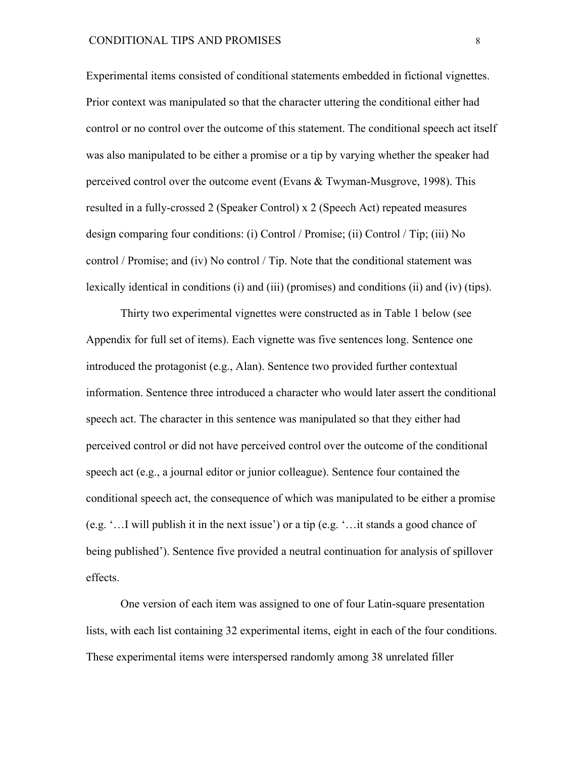Experimental items consisted of conditional statements embedded in fictional vignettes. Prior context was manipulated so that the character uttering the conditional either had control or no control over the outcome of this statement. The conditional speech act itself was also manipulated to be either a promise or a tip by varying whether the speaker had perceived control over the outcome event (Evans & Twyman-Musgrove, 1998). This resulted in a fully-crossed 2 (Speaker Control) x 2 (Speech Act) repeated measures design comparing four conditions: (i) Control / Promise; (ii) Control / Tip; (iii) No control / Promise; and (iv) No control / Tip. Note that the conditional statement was lexically identical in conditions (i) and (iii) (promises) and conditions (ii) and (iv) (tips).

Thirty two experimental vignettes were constructed as in Table 1 below (see Appendix for full set of items). Each vignette was five sentences long. Sentence one introduced the protagonist (e.g., Alan). Sentence two provided further contextual information. Sentence three introduced a character who would later assert the conditional speech act. The character in this sentence was manipulated so that they either had perceived control or did not have perceived control over the outcome of the conditional speech act (e.g., a journal editor or junior colleague). Sentence four contained the conditional speech act, the consequence of which was manipulated to be either a promise (e.g. '…I will publish it in the next issue') or a tip (e.g. '…it stands a good chance of being published'). Sentence five provided a neutral continuation for analysis of spillover effects.

One version of each item was assigned to one of four Latin-square presentation lists, with each list containing 32 experimental items, eight in each of the four conditions. These experimental items were interspersed randomly among 38 unrelated filler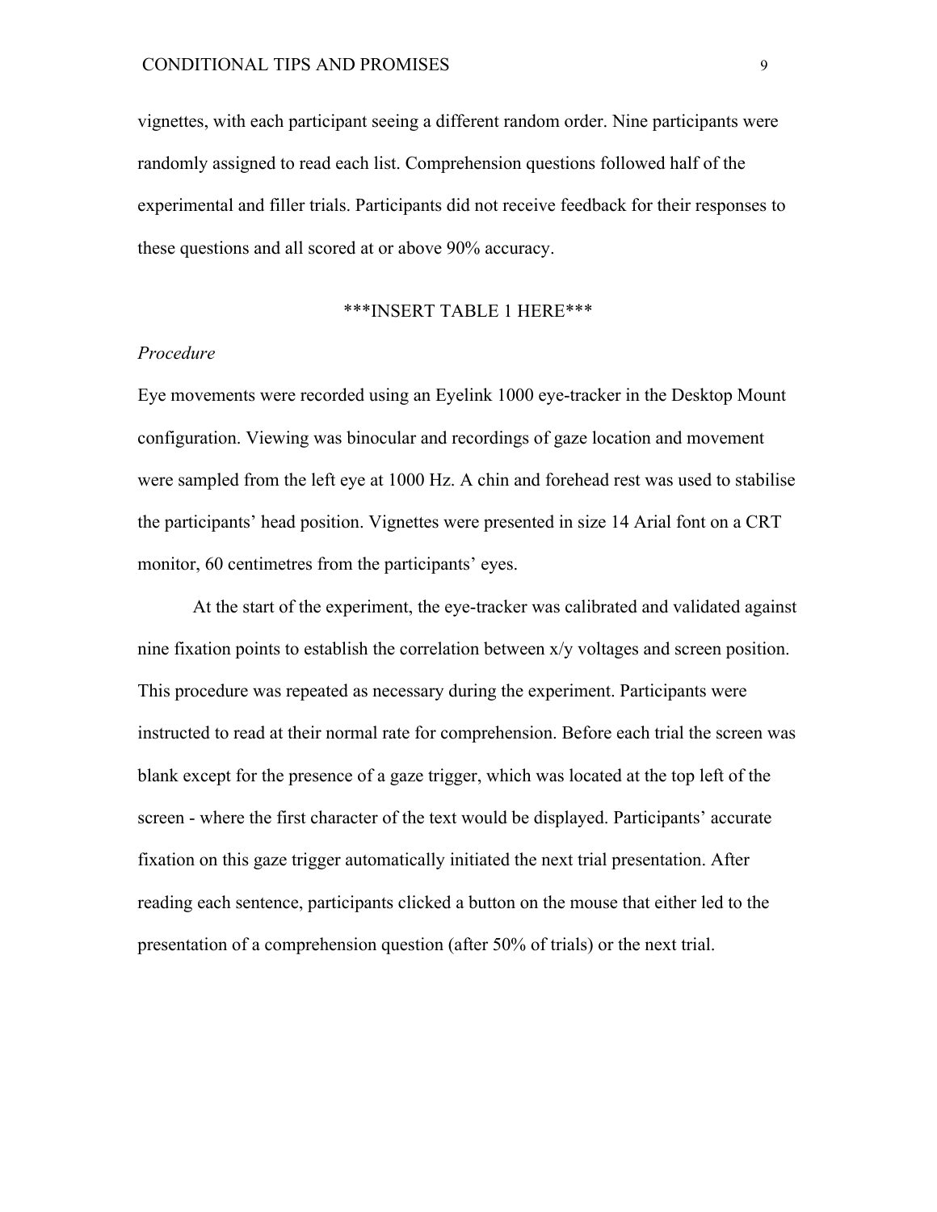vignettes, with each participant seeing a different random order. Nine participants were randomly assigned to read each list. Comprehension questions followed half of the experimental and filler trials. Participants did not receive feedback for their responses to these questions and all scored at or above 90% accuracy.

***INSERT TABLE 1 HERE***

*Procedure*

Eye movements were recorded using an Eyelink 1000 eye-tracker in the Desktop Mount configuration. Viewing was binocular and recordings of gaze location and movement were sampled from the left eye at 1000 Hz. A chin and forehead rest was used to stabilise the participants' head position. Vignettes were presented in size 14 Arial font on a CRT monitor, 60 centimetres from the participants' eyes.

At the start of the experiment, the eye-tracker was calibrated and validated against nine fixation points to establish the correlation between x/y voltages and screen position. This procedure was repeated as necessary during the experiment. Participants were instructed to read at their normal rate for comprehension. Before each trial the screen was blank except for the presence of a gaze trigger, which was located at the top left of the screen - where the first character of the text would be displayed. Participants' accurate fixation on this gaze trigger automatically initiated the next trial presentation. After reading each sentence, participants clicked a button on the mouse that either led to the presentation of a comprehension question (after 50% of trials) or the next trial.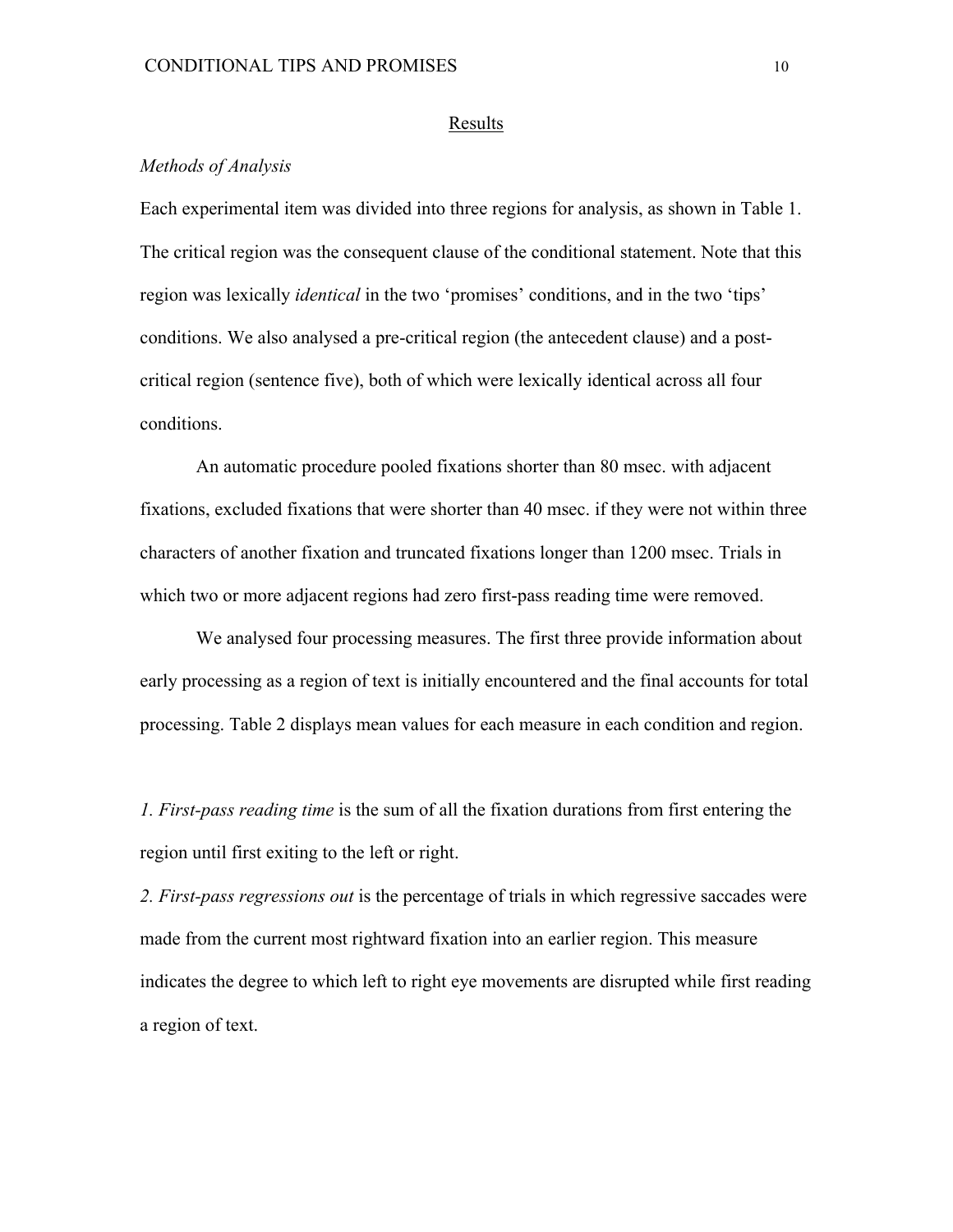## Results

### *Methods of Analysis*

Each experimental item was divided into three regions for analysis, as shown in Table 1. The critical region was the consequent clause of the conditional statement. Note that this region was lexically *identical* in the two 'promises' conditions, and in the two 'tips' conditions. We also analysed a pre-critical region (the antecedent clause) and a post-critical region (sentence five), both of which were lexically identical across all four conditions.

An automatic procedure pooled fixations shorter than 80 msec. with adjacent fixations, excluded fixations that were shorter than 40 msec. if they were not within three characters of another fixation and truncated fixations longer than 1200 msec. Trials in which two or more adjacent regions had zero first-pass reading time were removed.

We analysed four processing measures. The first three provide information about early processing as a region of text is initially encountered and the final accounts for total processing. Table 2 displays mean values for each measure in each condition and region.

*1. First-pass reading time* is the sum of all the fixation durations from first entering the region until first exiting to the left or right.

*2. First-pass regressions out* is the percentage of trials in which regressive saccades were made from the current most rightward fixation into an earlier region. This measure indicates the degree to which left to right eye movements are disrupted while first reading a region of text.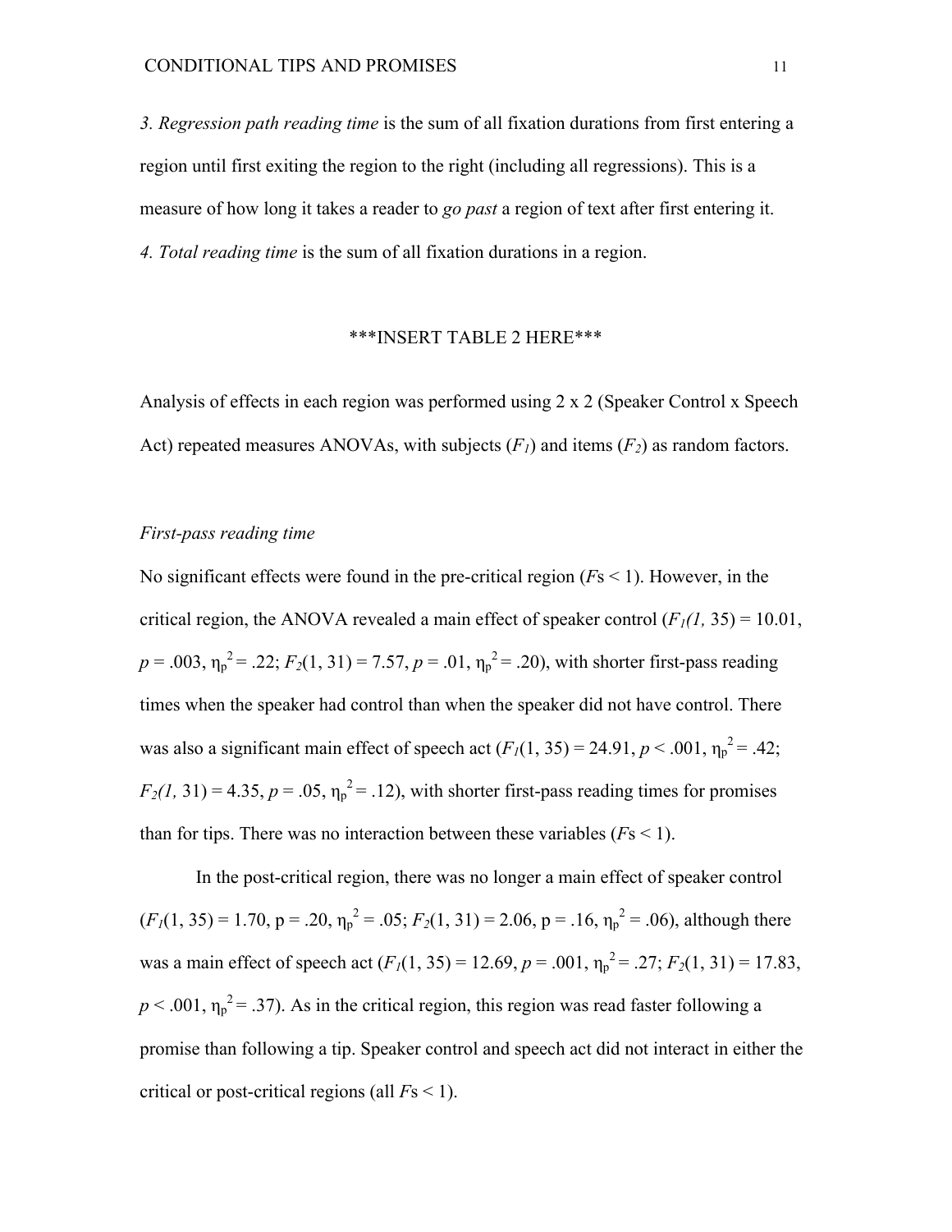*3. Regression path reading time* is the sum of all fixation durations from first entering a region until first exiting the region to the right (including all regressions). This is a measure of how long it takes a reader to *go past* a region of text after first entering it.
*4. Total reading time* is the sum of all fixation durations in a region.

***INSERT TABLE 2 HERE***

Analysis of effects in each region was performed using 2 x 2 (Speaker Control x Speech Act) repeated measures ANOVAs, with subjects ($F_1$) and items ($F_2$) as random factors.

*First-pass reading time*

No significant effects were found in the pre-critical region ($F$s < 1). However, in the critical region, the ANOVA revealed a main effect of speaker control ($F_1(1, 35) = 10.01$, $p = .003$, $\eta_p^2 = .22$; $F_2(1, 31) = 7.57$, $p = .01$, $\eta_p^2 = .20$), with shorter first-pass reading times when the speaker had control than when the speaker did not have control. There was also a significant main effect of speech act ($F_1(1, 35) = 24.91$, $p < .001$, $\eta_p^2 = .42$; $F_2(1, 31) = 4.35$, $p = .05$, $\eta_p^2 = .12$), with shorter first-pass reading times for promises than for tips. There was no interaction between these variables ($F$s < 1).

In the post-critical region, there was no longer a main effect of speaker control ($F_1(1, 35) = 1.70$, p = .20, $\eta_p^2 = .05$; $F_2(1, 31) = 2.06$, p = .16, $\eta_p^2 = .06$), although there was a main effect of speech act ($F_1(1, 35) = 12.69$, $p = .001$, $\eta_p^2 = .27$; $F_2(1, 31) = 17.83$, $p < .001$, $\eta_p^2 = .37$). As in the critical region, this region was read faster following a promise than following a tip. Speaker control and speech act did not interact in either the critical or post-critical regions (all $F$s < 1).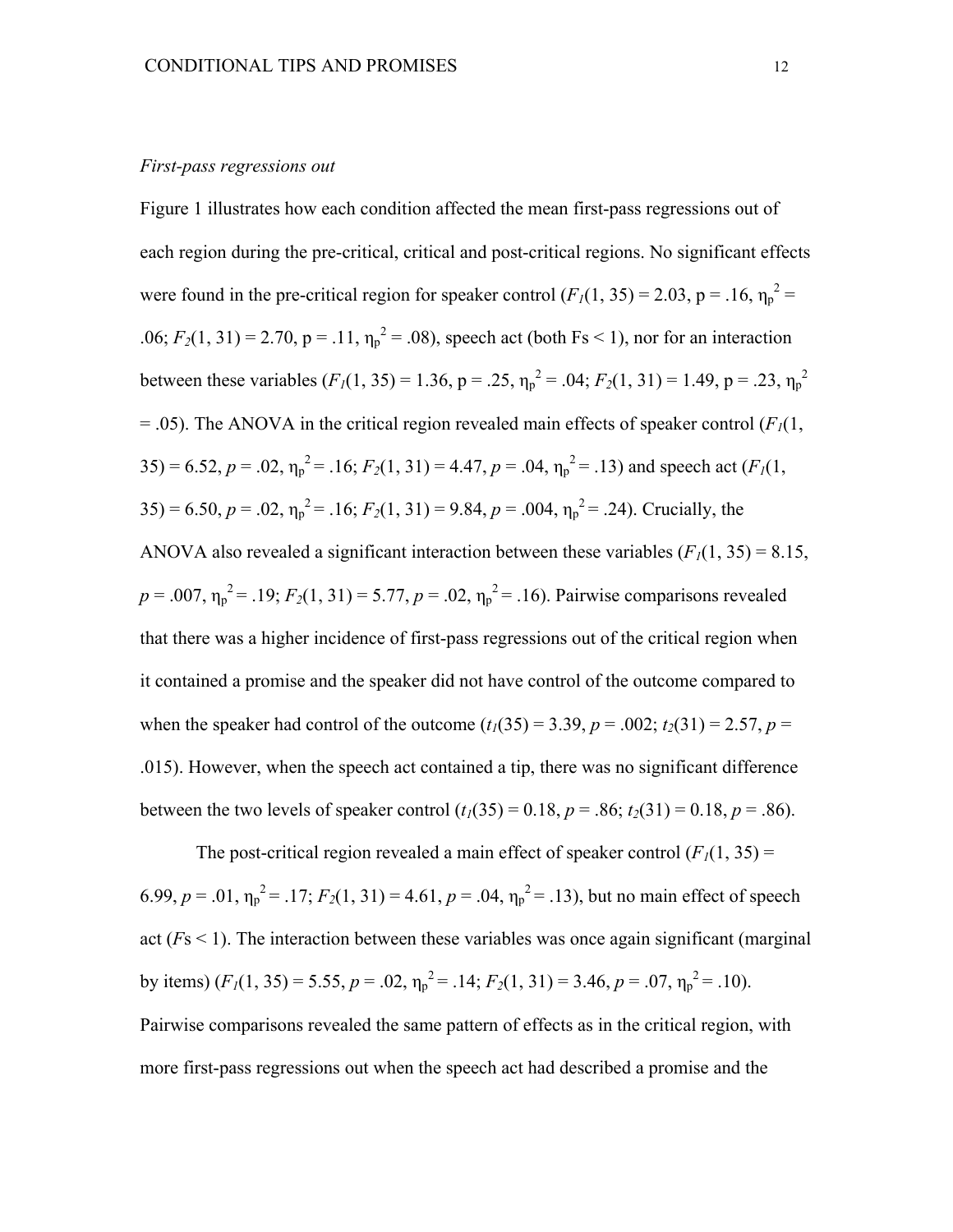*First-pass regressions out*

Figure 1 illustrates how each condition affected the mean first-pass regressions out of each region during the pre-critical, critical and post-critical regions. No significant effects were found in the pre-critical region for speaker control ($F_1(1, 35) = 2.03$, p = .16, $\eta_p^2$ = .06; $F_2(1, 31) = 2.70$, p = .11, $\eta_p^2$ = .08), speech act (both Fs < 1), nor for an interaction between these variables ($F_1(1, 35) = 1.36$, p = .25, $\eta_p^2$ = .04; $F_2(1, 31) = 1.49$, p = .23, $\eta_p^2$ = .05). The ANOVA in the critical region revealed main effects of speaker control ($F_1(1, 35) = 6.52$, $p = .02$, $\eta_p^2$ = .16; $F_2(1, 31) = 4.47$, $p = .04$, $\eta_p^2$ = .13) and speech act ($F_1(1, 35) = 6.50$, $p = .02$, $\eta_p^2$ = .16; $F_2(1, 31) = 9.84$, $p = .004$, $\eta_p^2$ = .24). Crucially, the ANOVA also revealed a significant interaction between these variables ($F_1(1, 35) = 8.15$, $p = .007$, $\eta_p^2$ = .19; $F_2(1, 31) = 5.77$, $p = .02$, $\eta_p^2$ = .16). Pairwise comparisons revealed that there was a higher incidence of first-pass regressions out of the critical region when it contained a promise and the speaker did not have control of the outcome compared to when the speaker had control of the outcome ($t_1(35) = 3.39$, $p = .002$; $t_2(31) = 2.57$, $p$ = .015). However, when the speech act contained a tip, there was no significant difference between the two levels of speaker control ($t_1(35) = 0.18$, $p = .86$; $t_2(31) = 0.18$, $p = .86$).

The post-critical region revealed a main effect of speaker control ($F_1(1, 35) = 6.99$, $p = .01$, $\eta_p^2$ = .17; $F_2(1, 31) = 4.61$, $p = .04$, $\eta_p^2$ = .13), but no main effect of speech act (*F*s < 1). The interaction between these variables was once again significant (marginal by items) ($F_1(1, 35) = 5.55$, $p = .02$, $\eta_p^2$ = .14; $F_2(1, 31) = 3.46$, $p = .07$, $\eta_p^2$ = .10). Pairwise comparisons revealed the same pattern of effects as in the critical region, with more first-pass regressions out when the speech act had described a promise and the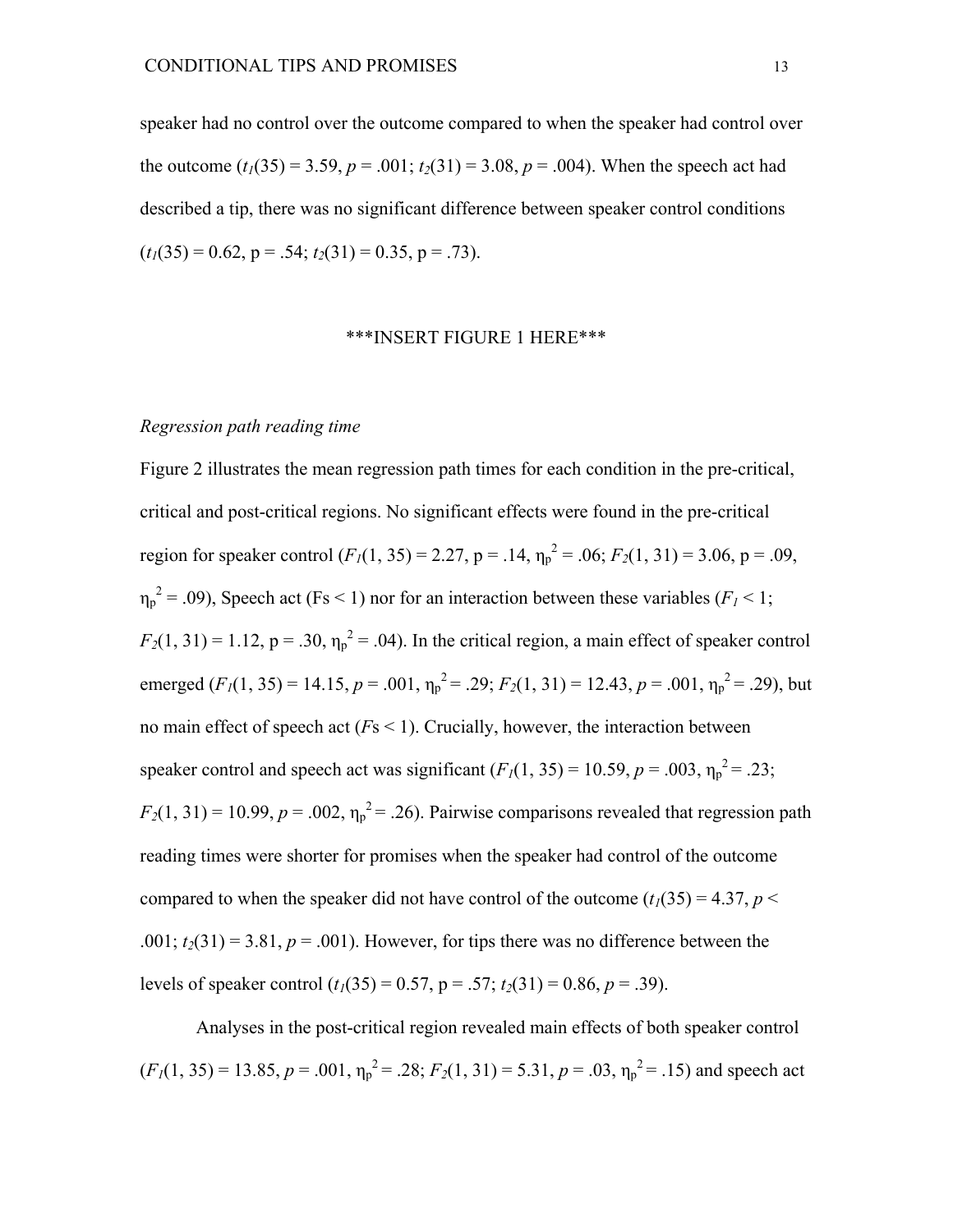speaker had no control over the outcome compared to when the speaker had control over the outcome ($t_1(35) = 3.59$, $p = .001$; $t_2(31) = 3.08$, $p = .004$). When the speech act had described a tip, there was no significant difference between speaker control conditions ($t_1(35) = 0.62$, p = .54; $t_2(31) = 0.35$, p = .73).

***INSERT FIGURE 1 HERE***

*Regression path reading time*

Figure 2 illustrates the mean regression path times for each condition in the pre-critical, critical and post-critical regions. No significant effects were found in the pre-critical region for speaker control ($F_1(1, 35) = 2.27$, p = .14, $\eta_p^2 = .06$; $F_2(1, 31) = 3.06$, p = .09, $\eta_p^2 = .09$), Speech act (Fs < 1) nor for an interaction between these variables ($F_1 < 1$; $F_2(1, 31) = 1.12$, p = .30, $\eta_p^2 = .04$). In the critical region, a main effect of speaker control emerged ($F_1(1, 35) = 14.15$, $p = .001$, $\eta_p^2 = .29$; $F_2(1, 31) = 12.43$, $p = .001$, $\eta_p^2 = .29$), but no main effect of speech act (*F*s < 1). Crucially, however, the interaction between speaker control and speech act was significant ($F_1(1, 35) = 10.59$, $p = .003$, $\eta_p^2 = .23$; $F_2(1, 31) = 10.99$, $p = .002$, $\eta_p^2 = .26$). Pairwise comparisons revealed that regression path reading times were shorter for promises when the speaker had control of the outcome compared to when the speaker did not have control of the outcome ($t_1(35) = 4.37$, $p < .001$; $t_2(31) = 3.81$, $p = .001$). However, for tips there was no difference between the levels of speaker control ($t_1(35) = 0.57$, p = .57; $t_2(31) = 0.86$, $p = .39$).

Analyses in the post-critical region revealed main effects of both speaker control ($F_1(1, 35) = 13.85$, $p = .001$, $\eta_p^2 = .28$; $F_2(1, 31) = 5.31$, $p = .03$, $\eta_p^2 = .15$) and speech act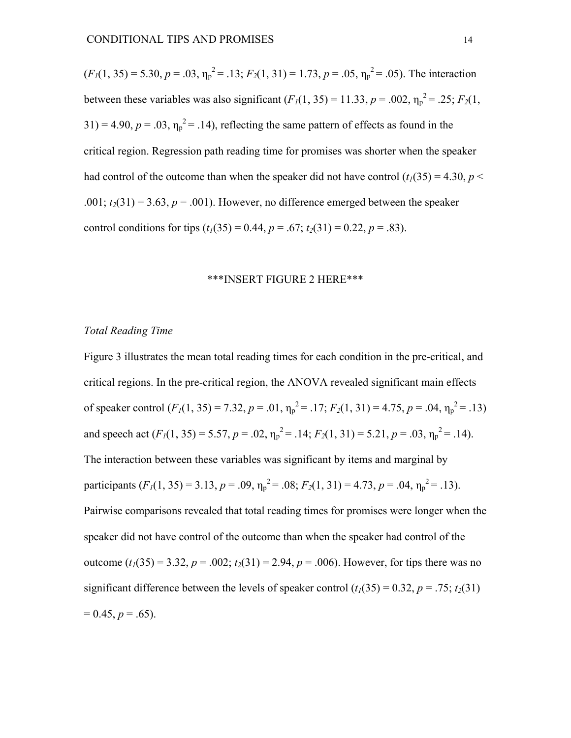($F_1(1, 35) = 5.30$, $p = .03$, $\eta_p^2 = .13$; $F_2(1, 31) = 1.73$, $p = .05$, $\eta_p^2 = .05$). The interaction between these variables was also significant ($F_1(1, 35) = 11.33$, $p = .002$, $\eta_p^2 = .25$; $F_2(1, 31) = 4.90$, $p = .03$, $\eta_p^2 = .14$), reflecting the same pattern of effects as found in the critical region. Regression path reading time for promises was shorter when the speaker had control of the outcome than when the speaker did not have control ($t_1(35) = 4.30$, $p < .001$; $t_2(31) = 3.63$, $p = .001$). However, no difference emerged between the speaker control conditions for tips ($t_1(35) = 0.44$, $p = .67$; $t_2(31) = 0.22$, $p = .83$).

***INSERT FIGURE 2 HERE***

*Total Reading Time*

Figure 3 illustrates the mean total reading times for each condition in the pre-critical, and critical regions. In the pre-critical region, the ANOVA revealed significant main effects of speaker control ($F_1(1, 35) = 7.32$, $p = .01$, $\eta_p^2 = .17$; $F_2(1, 31) = 4.75$, $p = .04$, $\eta_p^2 = .13$) and speech act ($F_1(1, 35) = 5.57$, $p = .02$, $\eta_p^2 = .14$; $F_2(1, 31) = 5.21$, $p = .03$, $\eta_p^2 = .14$). The interaction between these variables was significant by items and marginal by participants ($F_1(1, 35) = 3.13$, $p = .09$, $\eta_p^2 = .08$; $F_2(1, 31) = 4.73$, $p = .04$, $\eta_p^2 = .13$). Pairwise comparisons revealed that total reading times for promises were longer when the speaker did not have control of the outcome than when the speaker had control of the outcome ($t_1(35) = 3.32$, $p = .002$; $t_2(31) = 2.94$, $p = .006$). However, for tips there was no significant difference between the levels of speaker control ($t_1(35) = 0.32$, $p = .75$; $t_2(31) = 0.45$, $p = .65$).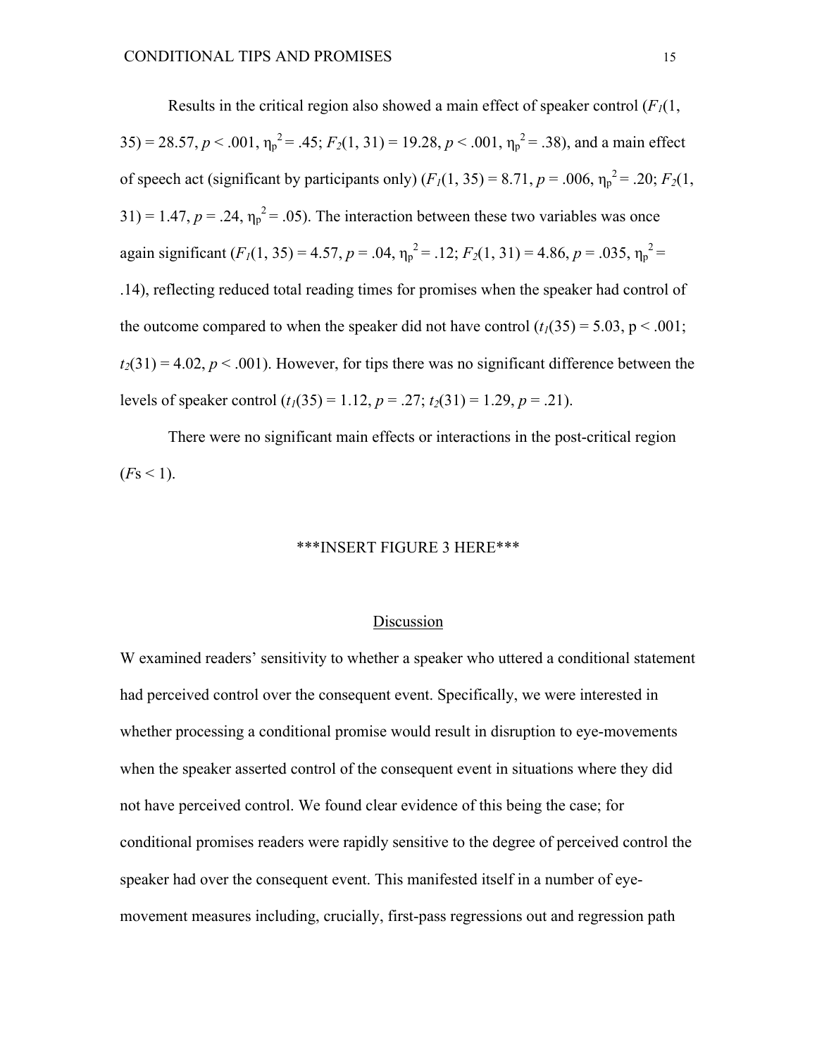Results in the critical region also showed a main effect of speaker control ($F_1(1, 35) = 28.57$, $p < .001$, $\eta_p^2 = .45$; $F_2(1, 31) = 19.28$, $p < .001$, $\eta_p^2 = .38$), and a main effect of speech act (significant by participants only) ($F_1(1, 35) = 8.71$, $p = .006$, $\eta_p^2 = .20$; $F_2(1, 31) = 1.47$, $p = .24$, $\eta_p^2 = .05$). The interaction between these two variables was once again significant ($F_1(1, 35) = 4.57$, $p = .04$, $\eta_p^2 = .12$; $F_2(1, 31) = 4.86$, $p = .035$, $\eta_p^2 = .14$), reflecting reduced total reading times for promises when the speaker had control of the outcome compared to when the speaker did not have control ($t_1(35) = 5.03$, $p < .001$; $t_2(31) = 4.02$, $p < .001$). However, for tips there was no significant difference between the levels of speaker control ($t_1(35) = 1.12$, $p = .27$; $t_2(31) = 1.29$, $p = .21$).

There were no significant main effects or interactions in the post-critical region ($F$s < 1).

***INSERT FIGURE 3 HERE***

## Discussion

W examined readers' sensitivity to whether a speaker who uttered a conditional statement had perceived control over the consequent event. Specifically, we were interested in whether processing a conditional promise would result in disruption to eye-movements when the speaker asserted control of the consequent event in situations where they did not have perceived control. We found clear evidence of this being the case; for conditional promises readers were rapidly sensitive to the degree of perceived control the speaker had over the consequent event. This manifested itself in a number of eye-movement measures including, crucially, first-pass regressions out and regression path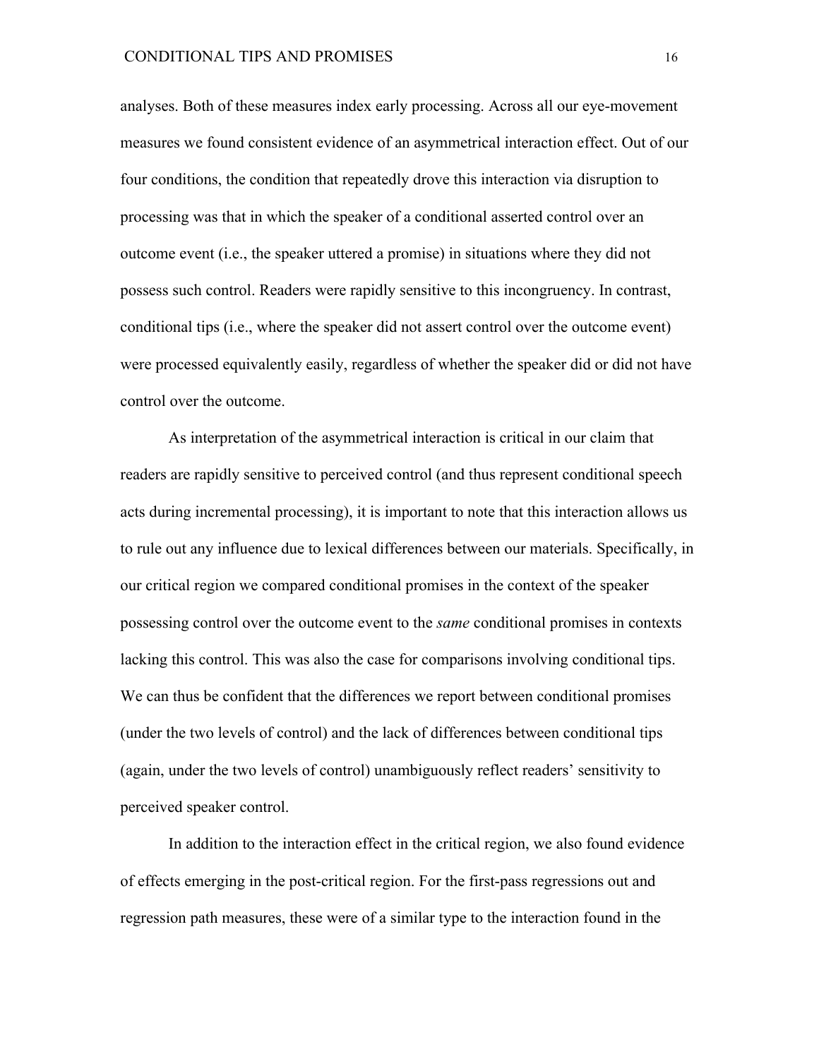analyses. Both of these measures index early processing. Across all our eye-movement measures we found consistent evidence of an asymmetrical interaction effect. Out of our four conditions, the condition that repeatedly drove this interaction via disruption to processing was that in which the speaker of a conditional asserted control over an outcome event (i.e., the speaker uttered a promise) in situations where they did not possess such control. Readers were rapidly sensitive to this incongruency. In contrast, conditional tips (i.e., where the speaker did not assert control over the outcome event) were processed equivalently easily, regardless of whether the speaker did or did not have control over the outcome.

As interpretation of the asymmetrical interaction is critical in our claim that readers are rapidly sensitive to perceived control (and thus represent conditional speech acts during incremental processing), it is important to note that this interaction allows us to rule out any influence due to lexical differences between our materials. Specifically, in our critical region we compared conditional promises in the context of the speaker possessing control over the outcome event to the *same* conditional promises in contexts lacking this control. This was also the case for comparisons involving conditional tips. We can thus be confident that the differences we report between conditional promises (under the two levels of control) and the lack of differences between conditional tips (again, under the two levels of control) unambiguously reflect readers' sensitivity to perceived speaker control.

In addition to the interaction effect in the critical region, we also found evidence of effects emerging in the post-critical region. For the first-pass regressions out and regression path measures, these were of a similar type to the interaction found in the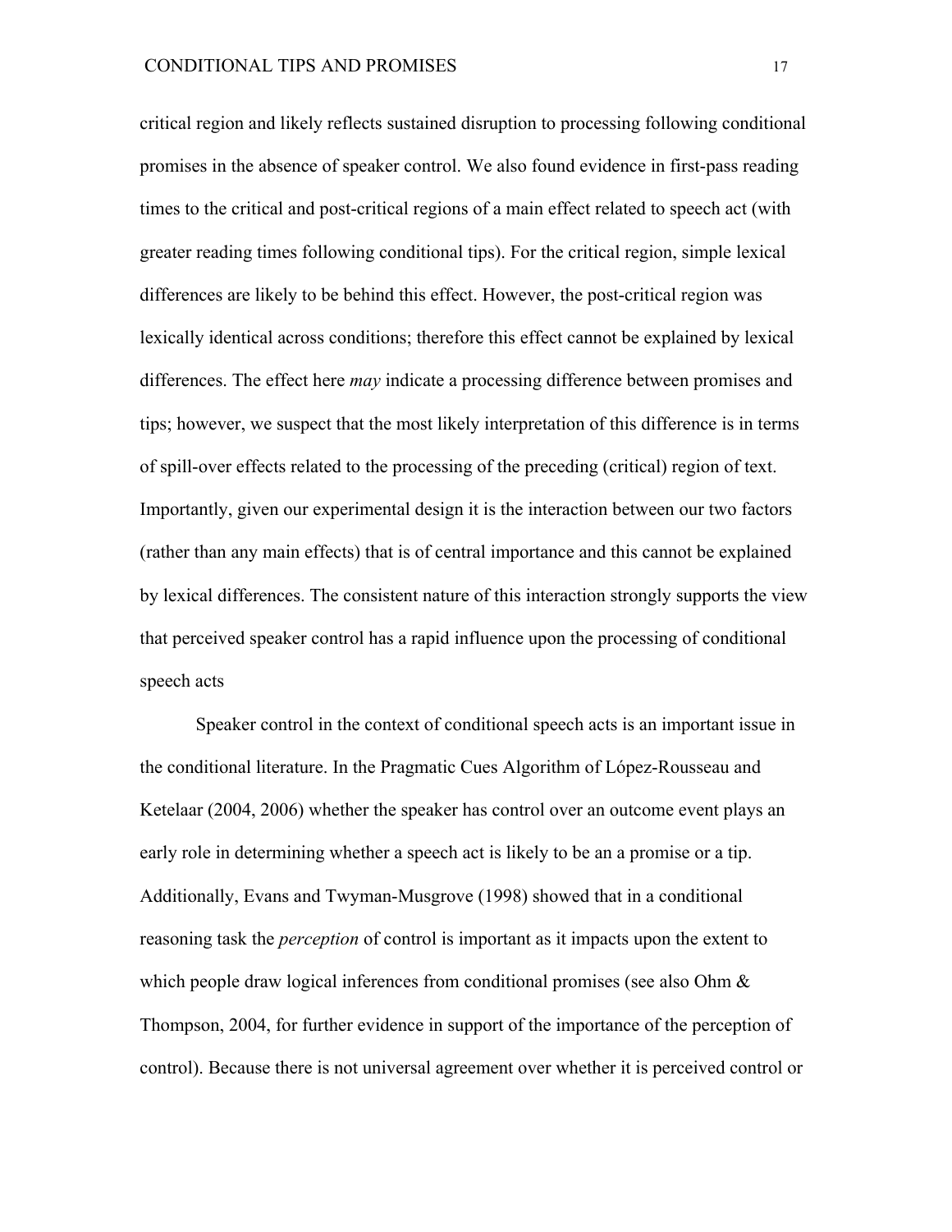critical region and likely reflects sustained disruption to processing following conditional promises in the absence of speaker control. We also found evidence in first-pass reading times to the critical and post-critical regions of a main effect related to speech act (with greater reading times following conditional tips). For the critical region, simple lexical differences are likely to be behind this effect. However, the post-critical region was lexically identical across conditions; therefore this effect cannot be explained by lexical differences. The effect here *may* indicate a processing difference between promises and tips; however, we suspect that the most likely interpretation of this difference is in terms of spill-over effects related to the processing of the preceding (critical) region of text. Importantly, given our experimental design it is the interaction between our two factors (rather than any main effects) that is of central importance and this cannot be explained by lexical differences. The consistent nature of this interaction strongly supports the view that perceived speaker control has a rapid influence upon the processing of conditional speech acts

Speaker control in the context of conditional speech acts is an important issue in the conditional literature. In the Pragmatic Cues Algorithm of López-Rousseau and Ketelaar (2004, 2006) whether the speaker has control over an outcome event plays an early role in determining whether a speech act is likely to be an a promise or a tip. Additionally, Evans and Twyman-Musgrove (1998) showed that in a conditional reasoning task the *perception* of control is important as it impacts upon the extent to which people draw logical inferences from conditional promises (see also Ohm & Thompson, 2004, for further evidence in support of the importance of the perception of control). Because there is not universal agreement over whether it is perceived control or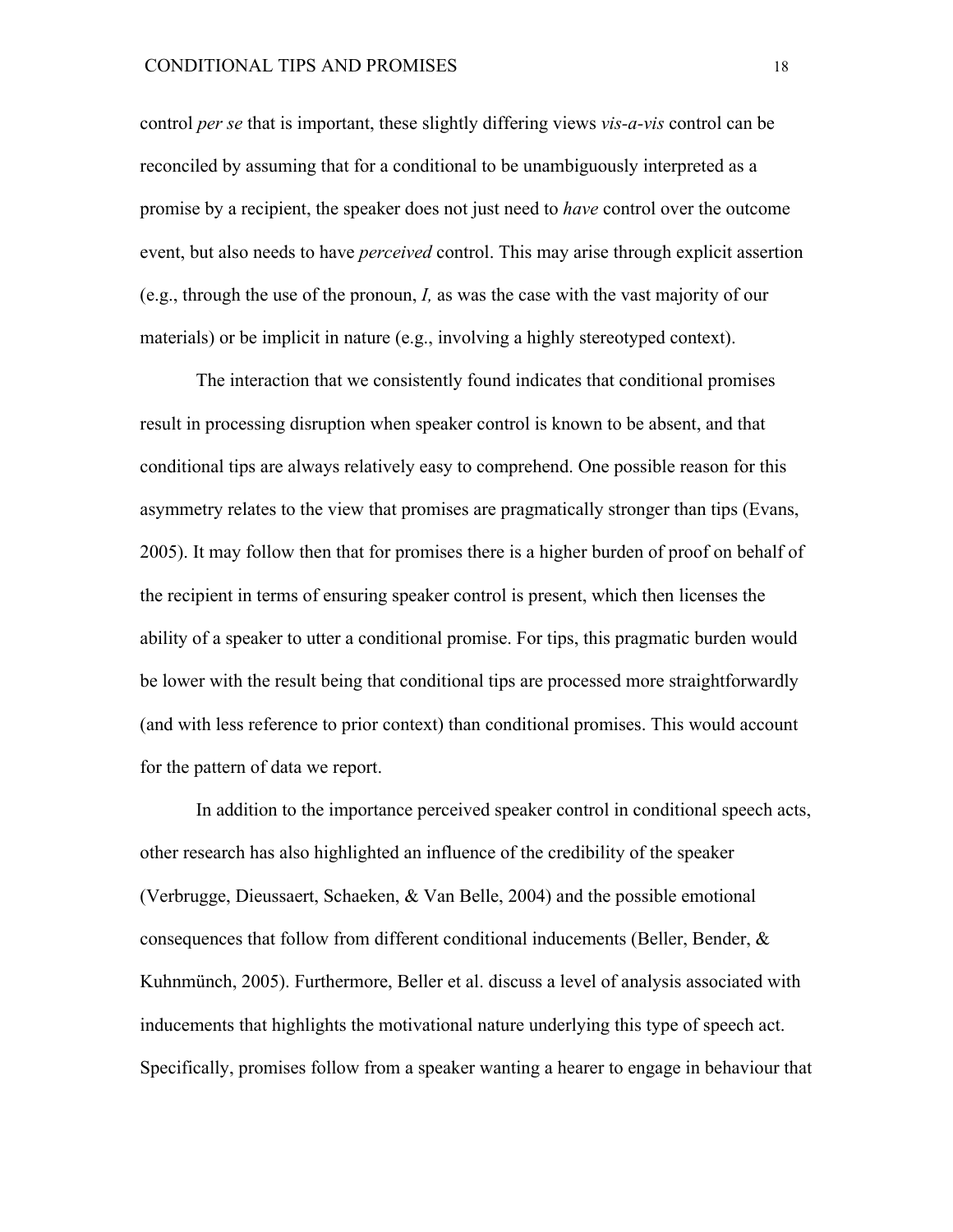control *per se* that is important, these slightly differing views *vis-a-vis* control can be reconciled by assuming that for a conditional to be unambiguously interpreted as a promise by a recipient, the speaker does not just need to *have* control over the outcome event, but also needs to have *perceived* control. This may arise through explicit assertion (e.g., through the use of the pronoun, *I,* as was the case with the vast majority of our materials) or be implicit in nature (e.g., involving a highly stereotyped context).

The interaction that we consistently found indicates that conditional promises result in processing disruption when speaker control is known to be absent, and that conditional tips are always relatively easy to comprehend. One possible reason for this asymmetry relates to the view that promises are pragmatically stronger than tips (Evans, 2005). It may follow then that for promises there is a higher burden of proof on behalf of the recipient in terms of ensuring speaker control is present, which then licenses the ability of a speaker to utter a conditional promise. For tips, this pragmatic burden would be lower with the result being that conditional tips are processed more straightforwardly (and with less reference to prior context) than conditional promises. This would account for the pattern of data we report.

In addition to the importance perceived speaker control in conditional speech acts, other research has also highlighted an influence of the credibility of the speaker (Verbrugge, Dieussaert, Schaeken, & Van Belle, 2004) and the possible emotional consequences that follow from different conditional inducements (Beller, Bender, & Kuhnmünch, 2005). Furthermore, Beller et al. discuss a level of analysis associated with inducements that highlights the motivational nature underlying this type of speech act. Specifically, promises follow from a speaker wanting a hearer to engage in behaviour that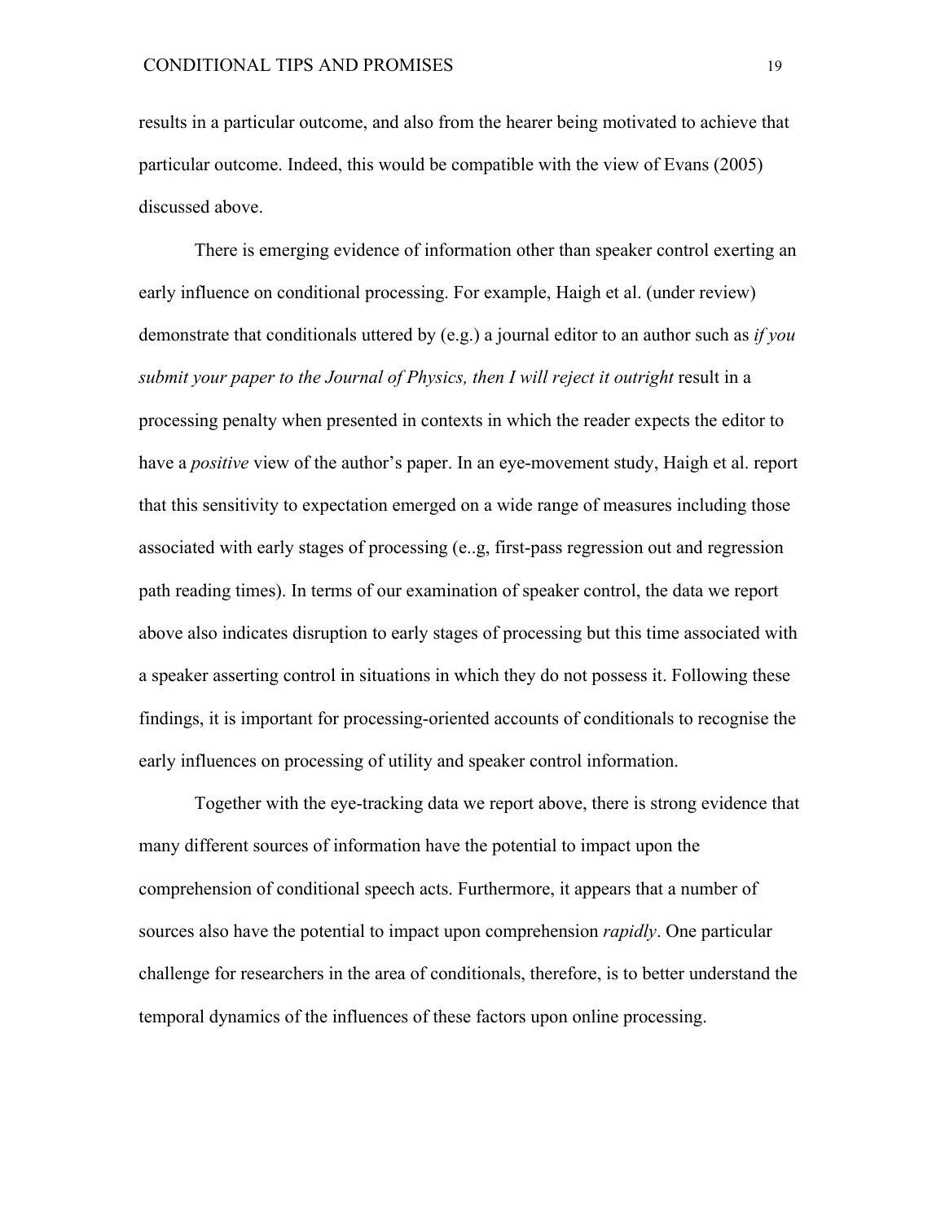results in a particular outcome, and also from the hearer being motivated to achieve that particular outcome. Indeed, this would be compatible with the view of Evans (2005) discussed above.

There is emerging evidence of information other than speaker control exerting an early influence on conditional processing. For example, Haigh et al. (under review) demonstrate that conditionals uttered by (e.g.) a journal editor to an author such as *if you submit your paper to the Journal of Physics, then I will reject it outright* result in a processing penalty when presented in contexts in which the reader expects the editor to have a *positive* view of the author's paper. In an eye-movement study, Haigh et al. report that this sensitivity to expectation emerged on a wide range of measures including those associated with early stages of processing (e..g, first-pass regression out and regression path reading times). In terms of our examination of speaker control, the data we report above also indicates disruption to early stages of processing but this time associated with a speaker asserting control in situations in which they do not possess it. Following these findings, it is important for processing-oriented accounts of conditionals to recognise the early influences on processing of utility and speaker control information.

Together with the eye-tracking data we report above, there is strong evidence that many different sources of information have the potential to impact upon the comprehension of conditional speech acts. Furthermore, it appears that a number of sources also have the potential to impact upon comprehension *rapidly*. One particular challenge for researchers in the area of conditionals, therefore, is to better understand the temporal dynamics of the influences of these factors upon online processing.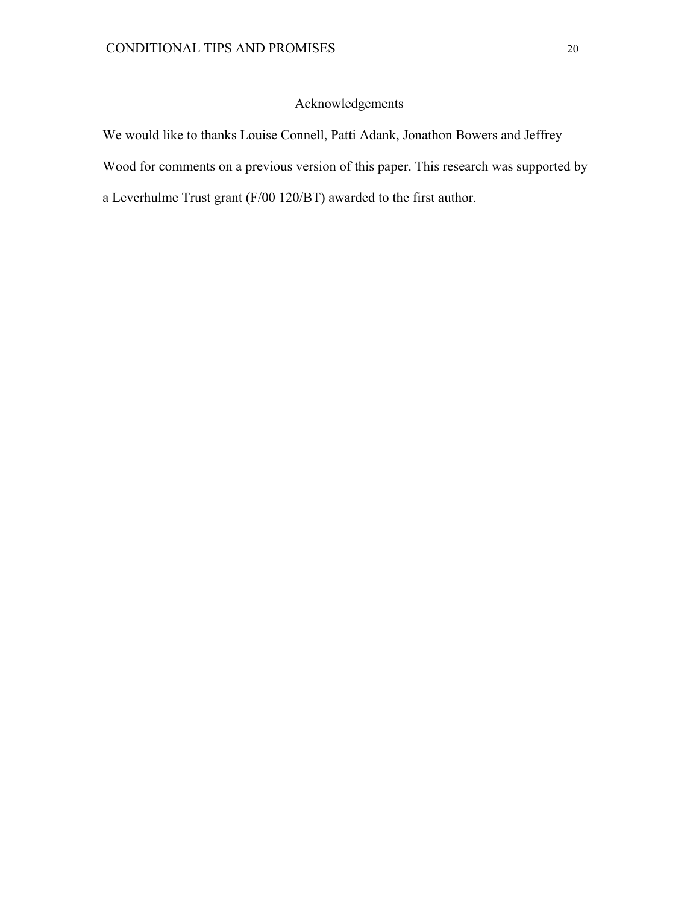## Acknowledgements

We would like to thanks Louise Connell, Patti Adank, Jonathon Bowers and Jeffrey Wood for comments on a previous version of this paper. This research was supported by a Leverhulme Trust grant (F/00 120/BT) awarded to the first author.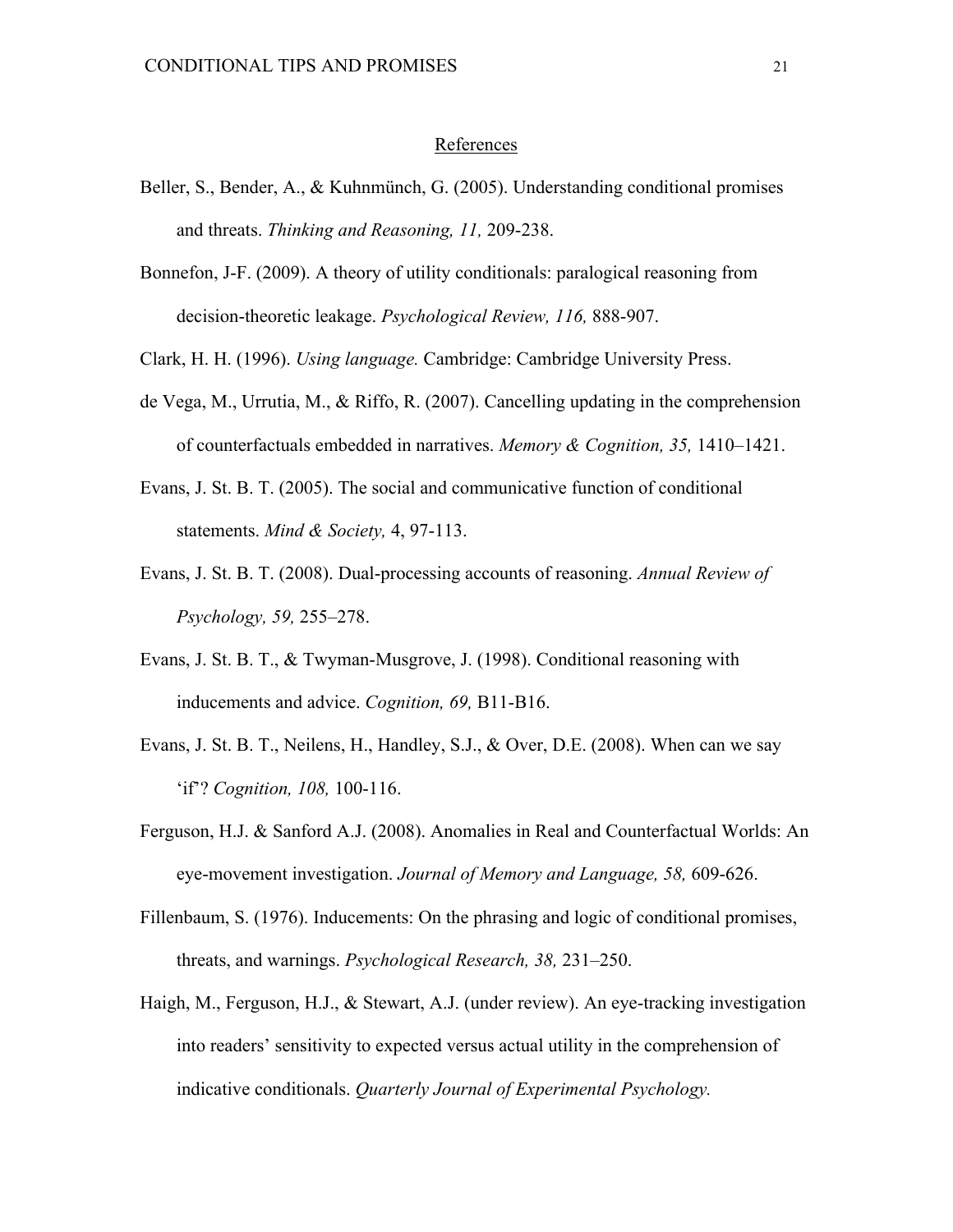## References

Beller, S., Bender, A., & Kuhnmünch, G. (2005). Understanding conditional promises and threats. *Thinking and Reasoning, 11,* 209-238.

Bonnefon, J-F. (2009). A theory of utility conditionals: paralogical reasoning from decision-theoretic leakage. *Psychological Review, 116,* 888-907.

Clark, H. H. (1996). *Using language.* Cambridge: Cambridge University Press.

de Vega, M., Urrutia, M., & Riffo, R. (2007). Cancelling updating in the comprehension of counterfactuals embedded in narratives. *Memory & Cognition, 35,* 1410–1421.

Evans, J. St. B. T. (2005). The social and communicative function of conditional statements. *Mind & Society,* 4, 97-113.

Evans, J. St. B. T. (2008). Dual-processing accounts of reasoning. *Annual Review of Psychology, 59,* 255–278.

Evans, J. St. B. T., & Twyman-Musgrove, J. (1998). Conditional reasoning with inducements and advice. *Cognition, 69,* B11-B16.

Evans, J. St. B. T., Neilens, H., Handley, S.J., & Over, D.E. (2008). When can we say 'if'? *Cognition, 108,* 100-116.

Ferguson, H.J. & Sanford A.J. (2008). Anomalies in Real and Counterfactual Worlds: An eye-movement investigation. *Journal of Memory and Language, 58,* 609-626.

Fillenbaum, S. (1976). Inducements: On the phrasing and logic of conditional promises, threats, and warnings. *Psychological Research, 38,* 231–250.

Haigh, M., Ferguson, H.J., & Stewart, A.J. (under review). An eye-tracking investigation into readers' sensitivity to expected versus actual utility in the comprehension of indicative conditionals. *Quarterly Journal of Experimental Psychology.*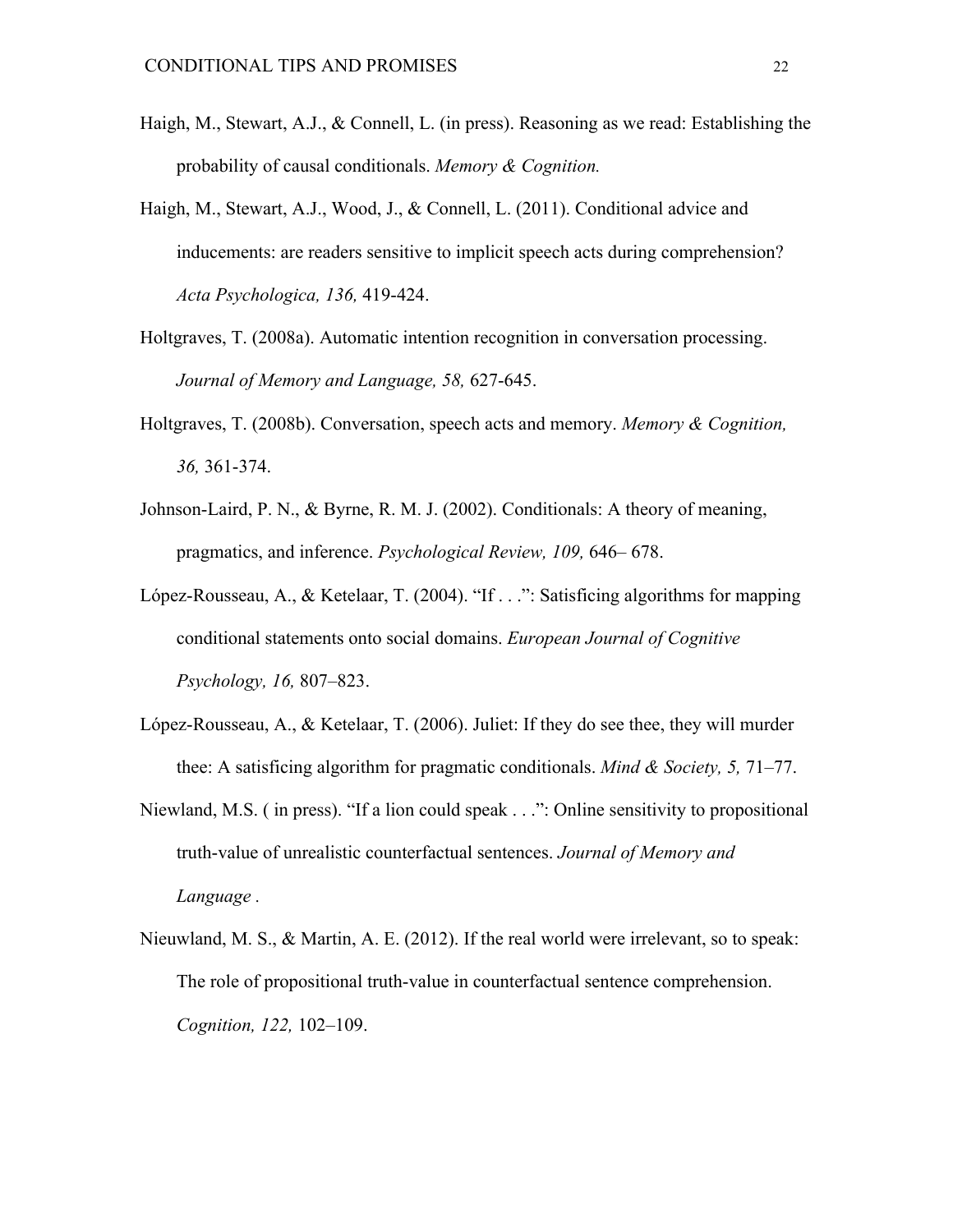Haigh, M., Stewart, A.J., & Connell, L. (in press). Reasoning as we read: Establishing the probability of causal conditionals. *Memory & Cognition.*

Haigh, M., Stewart, A.J., Wood, J., & Connell, L. (2011). Conditional advice and inducements: are readers sensitive to implicit speech acts during comprehension? *Acta Psychologica, 136,* 419-424.

Holtgraves, T. (2008a). Automatic intention recognition in conversation processing. *Journal of Memory and Language, 58,* 627-645.

Holtgraves, T. (2008b). Conversation, speech acts and memory. *Memory & Cognition, 36,* 361-374.

Johnson-Laird, P. N., & Byrne, R. M. J. (2002). Conditionals: A theory of meaning, pragmatics, and inference. *Psychological Review, 109,* 646– 678.

López-Rousseau, A., & Ketelaar, T. (2004). "If . . .": Satisficing algorithms for mapping conditional statements onto social domains. *European Journal of Cognitive Psychology, 16,* 807–823.

López-Rousseau, A., & Ketelaar, T. (2006). Juliet: If they do see thee, they will murder thee: A satisficing algorithm for pragmatic conditionals. *Mind & Society, 5,* 71–77.

Niewland, M.S. ( in press). "If a lion could speak . . .": Online sensitivity to propositional truth-value of unrealistic counterfactual sentences. *Journal of Memory and Language .*

Nieuwland, M. S., & Martin, A. E. (2012). If the real world were irrelevant, so to speak: The role of propositional truth-value in counterfactual sentence comprehension. *Cognition, 122,* 102–109.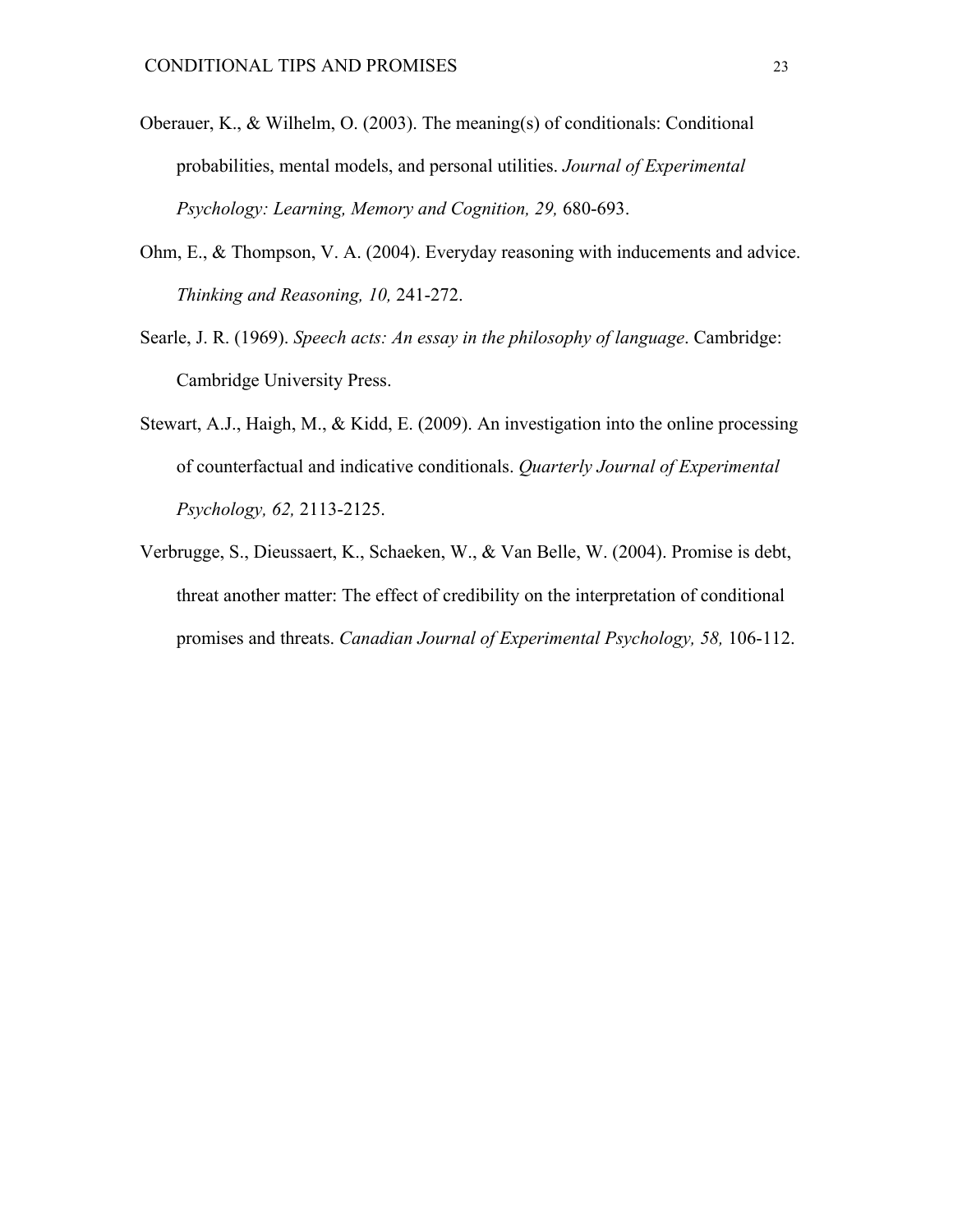Oberauer, K., & Wilhelm, O. (2003). The meaning(s) of conditionals: Conditional probabilities, mental models, and personal utilities. *Journal of Experimental Psychology: Learning, Memory and Cognition, 29,* 680-693.

Ohm, E., & Thompson, V. A. (2004). Everyday reasoning with inducements and advice. *Thinking and Reasoning, 10,* 241-272.

Searle, J. R. (1969). *Speech acts: An essay in the philosophy of language*. Cambridge: Cambridge University Press.

Stewart, A.J., Haigh, M., & Kidd, E. (2009). An investigation into the online processing of counterfactual and indicative conditionals. *Quarterly Journal of Experimental Psychology, 62,* 2113-2125.

Verbrugge, S., Dieussaert, K., Schaeken, W., & Van Belle, W. (2004). Promise is debt, threat another matter: The effect of credibility on the interpretation of conditional promises and threats. *Canadian Journal of Experimental Psychology, 58,* 106-112.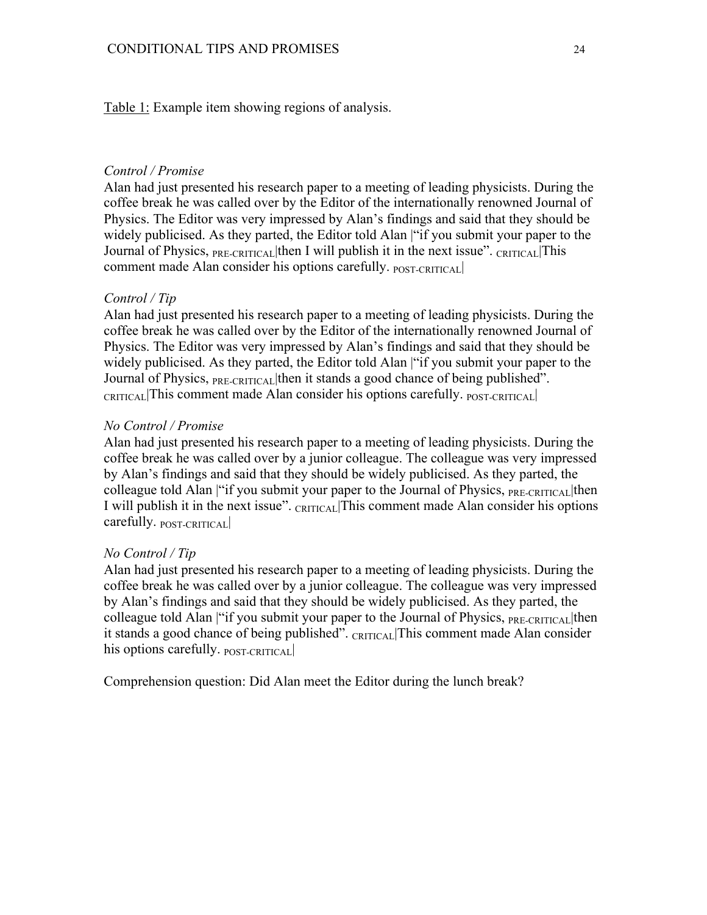Table 1: Example item showing regions of analysis.

*Control / Promise*

Alan had just presented his research paper to a meeting of leading physicists. During the coffee break he was called over by the Editor of the internationally renowned Journal of Physics. The Editor was very impressed by Alan's findings and said that they should be widely publicised. As they parted, the Editor told Alan |"if you submit your paper to the Journal of Physics, $_{\text{PRE-CRITICAL}}$|then I will publish it in the next issue". $_{\text{CRITICAL}}$|This comment made Alan consider his options carefully. $_{\text{POST-CRITICAL}}$|

*Control / Tip*

Alan had just presented his research paper to a meeting of leading physicists. During the coffee break he was called over by the Editor of the internationally renowned Journal of Physics. The Editor was very impressed by Alan's findings and said that they should be widely publicised. As they parted, the Editor told Alan |"if you submit your paper to the Journal of Physics, $_{\text{PRE-CRITICAL}}$|then it stands a good chance of being published". $_{\text{CRITICAL}}$|This comment made Alan consider his options carefully. $_{\text{POST-CRITICAL}}$|

*No Control / Promise*

Alan had just presented his research paper to a meeting of leading physicists. During the coffee break he was called over by a junior colleague. The colleague was very impressed by Alan's findings and said that they should be widely publicised. As they parted, the colleague told Alan |"if you submit your paper to the Journal of Physics, $_{\text{PRE-CRITICAL}}$|then I will publish it in the next issue". $_{\text{CRITICAL}}$|This comment made Alan consider his options carefully. $_{\text{POST-CRITICAL}}$|

*No Control / Tip*

Alan had just presented his research paper to a meeting of leading physicists. During the coffee break he was called over by a junior colleague. The colleague was very impressed by Alan's findings and said that they should be widely publicised. As they parted, the colleague told Alan |"if you submit your paper to the Journal of Physics, $_{\text{PRE-CRITICAL}}$|then it stands a good chance of being published". $_{\text{CRITICAL}}$|This comment made Alan consider his options carefully. $_{\text{POST-CRITICAL}}$|

Comprehension question: Did Alan meet the Editor during the lunch break?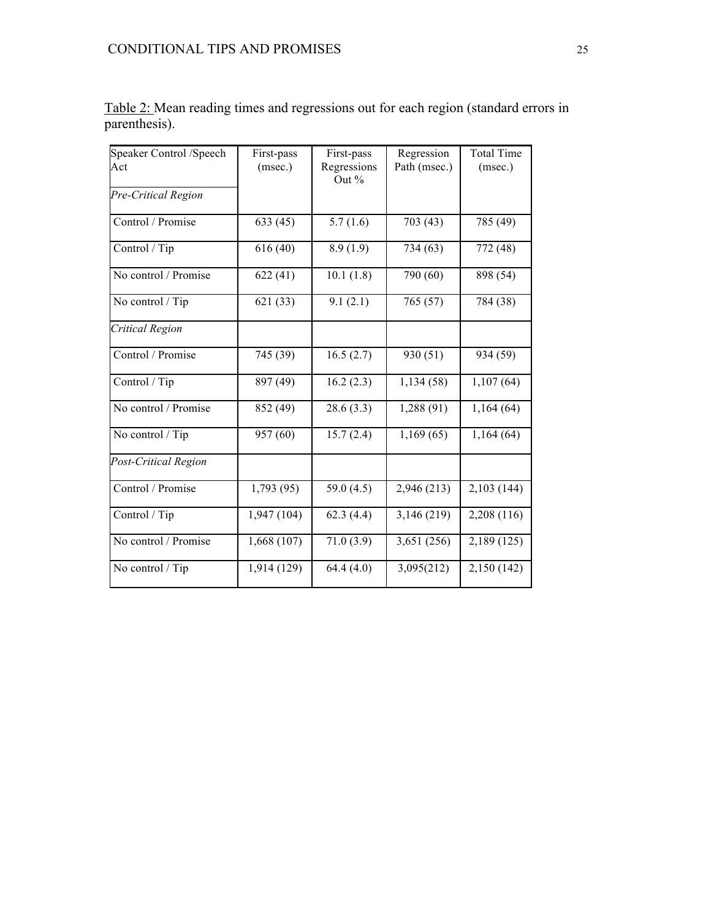Table 2: Mean reading times and regressions out for each region (standard errors in parenthesis).

| Speaker Control /Speech Act | First-pass (msec.) | First-pass Regressions Out % | Regression Path (msec.) | Total Time (msec.) |
|---|---|---|---|---|
| *Pre-Critical Region* | | | | |
| Control / Promise | 633 (45) | 5.7 (1.6) | 703 (43) | 785 (49) |
| Control / Tip | 616 (40) | 8.9 (1.9) | 734 (63) | 772 (48) |
| No control / Promise | 622 (41) | 10.1 (1.8) | 790 (60) | 898 (54) |
| No control / Tip | 621 (33) | 9.1 (2.1) | 765 (57) | 784 (38) |
| *Critical Region* | | | | |
| Control / Promise | 745 (39) | 16.5 (2.7) | 930 (51) | 934 (59) |
| Control / Tip | 897 (49) | 16.2 (2.3) | 1,134 (58) | 1,107 (64) |
| No control / Promise | 852 (49) | 28.6 (3.3) | 1,288 (91) | 1,164 (64) |
| No control / Tip | 957 (60) | 15.7 (2.4) | 1,169 (65) | 1,164 (64) |
| *Post-Critical Region* | | | | |
| Control / Promise | 1,793 (95) | 59.0 (4.5) | 2,946 (213) | 2,103 (144) |
| Control / Tip | 1,947 (104) | 62.3 (4.4) | 3,146 (219) | 2,208 (116) |
| No control / Promise | 1,668 (107) | 71.0 (3.9) | 3,651 (256) | 2,189 (125) |
| No control / Tip | 1,914 (129) | 64.4 (4.0) | 3,095(212) | 2,150 (142) |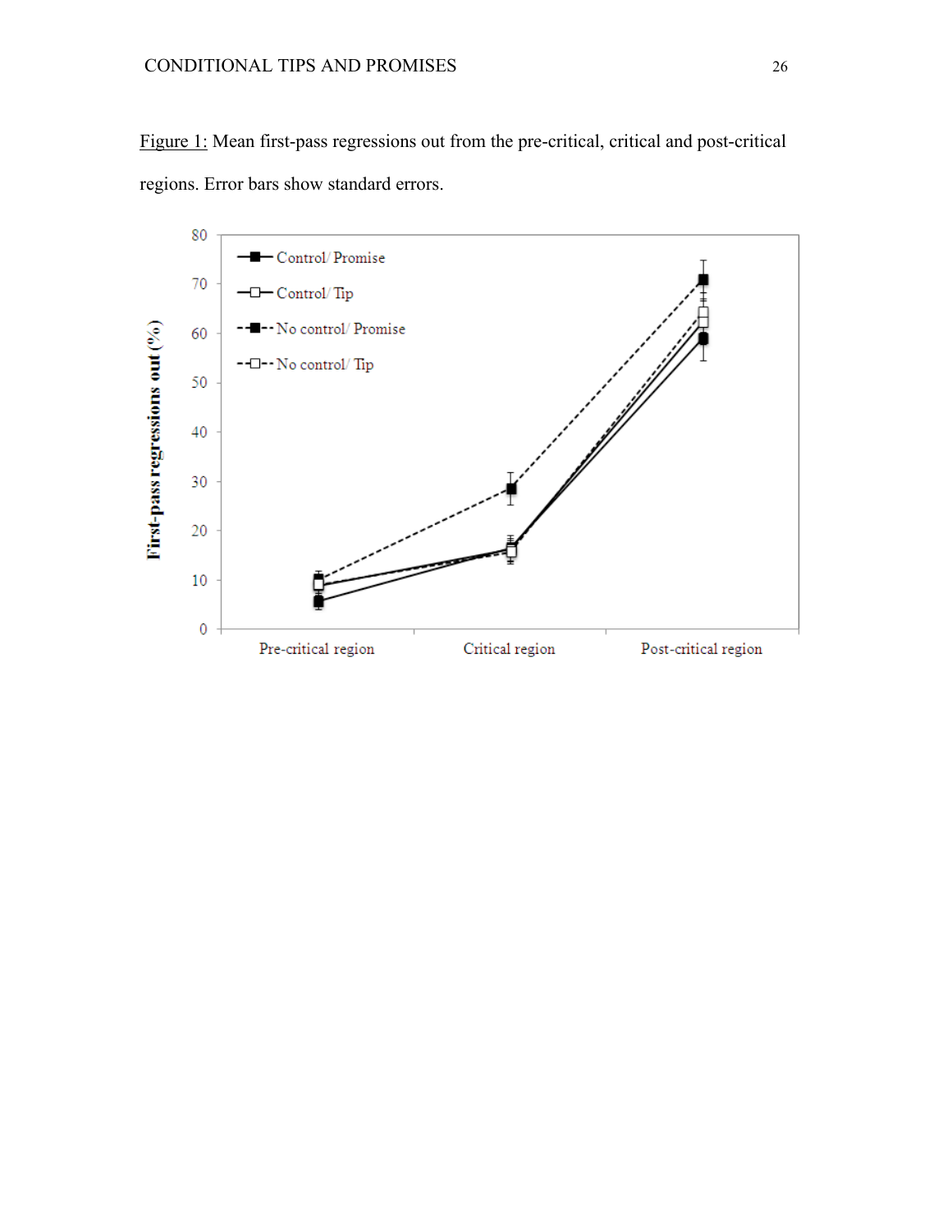Figure 1: Mean first-pass regressions out from the pre-critical, critical and post-critical regions. Error bars show standard errors.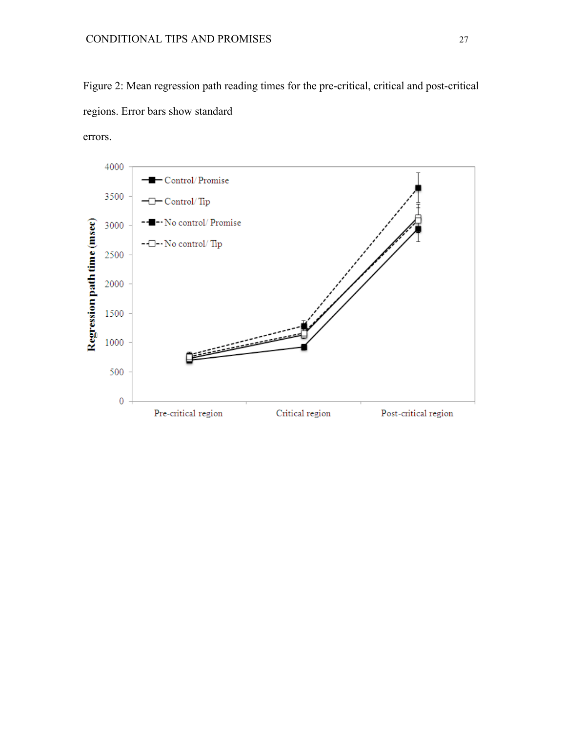Figure 2: Mean regression path reading times for the pre-critical, critical and post-critical regions. Error bars show standard errors.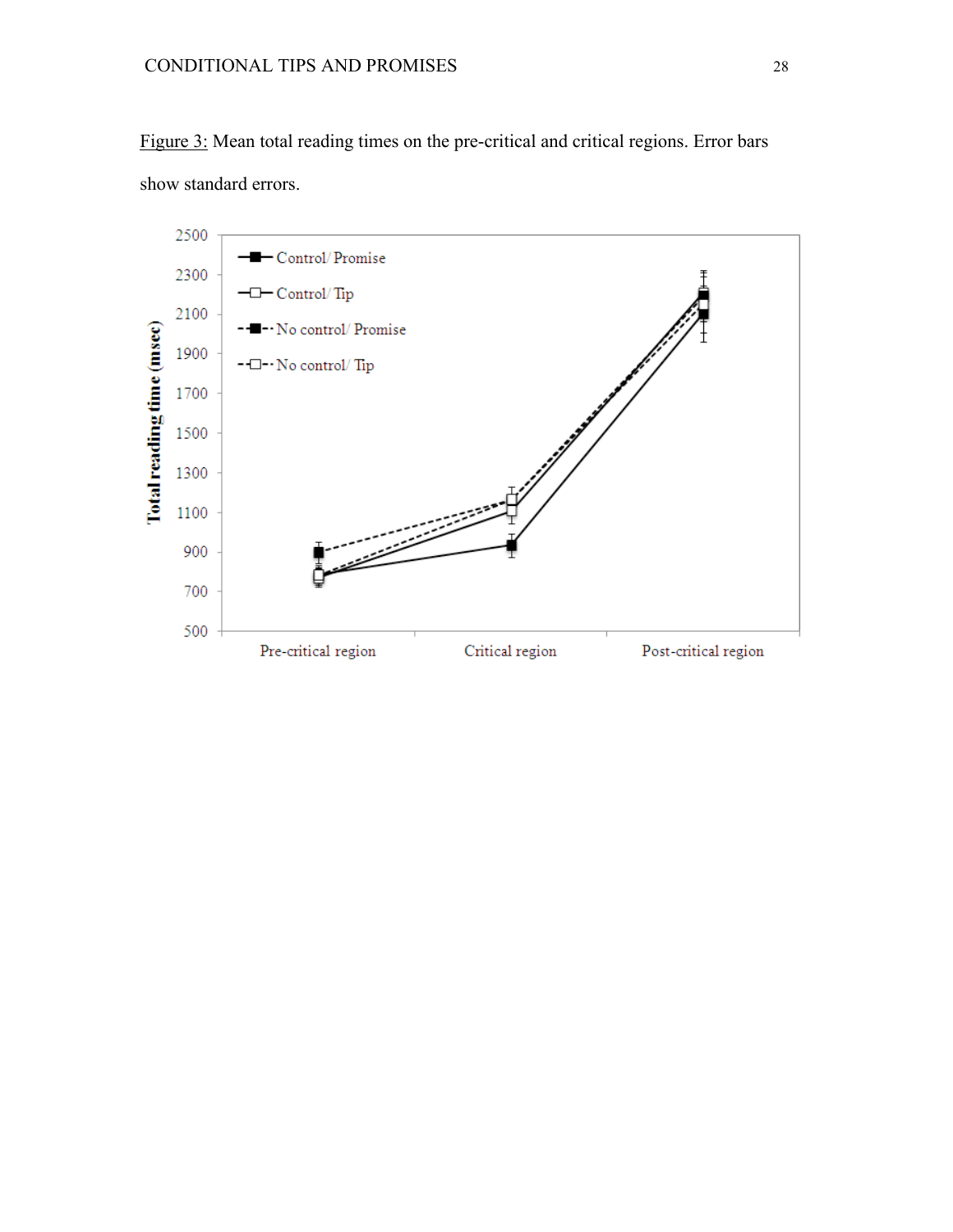Figure 3: Mean total reading times on the pre-critical and critical regions. Error bars show standard errors.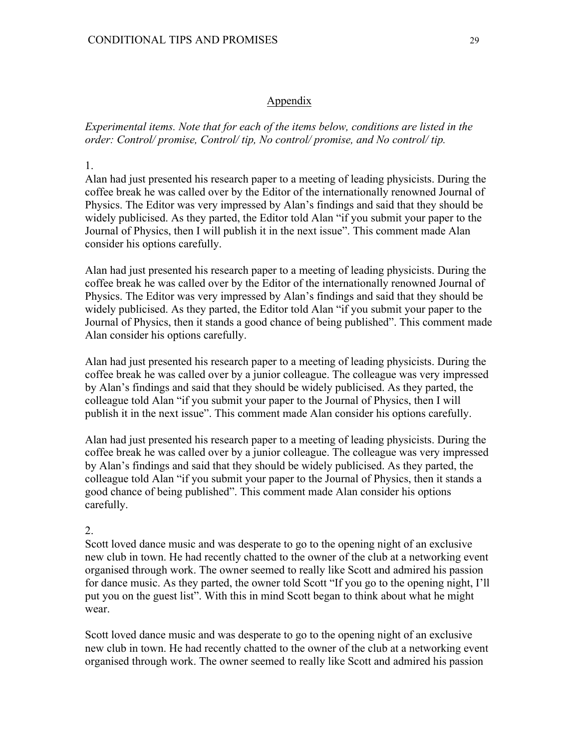## Appendix

*Experimental items. Note that for each of the items below, conditions are listed in the order: Control/ promise, Control/ tip, No control/ promise, and No control/ tip.*

1.

Alan had just presented his research paper to a meeting of leading physicists. During the coffee break he was called over by the Editor of the internationally renowned Journal of Physics. The Editor was very impressed by Alan's findings and said that they should be widely publicised. As they parted, the Editor told Alan "if you submit your paper to the Journal of Physics, then I will publish it in the next issue". This comment made Alan consider his options carefully.

Alan had just presented his research paper to a meeting of leading physicists. During the coffee break he was called over by the Editor of the internationally renowned Journal of Physics. The Editor was very impressed by Alan's findings and said that they should be widely publicised. As they parted, the Editor told Alan "if you submit your paper to the Journal of Physics, then it stands a good chance of being published". This comment made Alan consider his options carefully.

Alan had just presented his research paper to a meeting of leading physicists. During the coffee break he was called over by a junior colleague. The colleague was very impressed by Alan's findings and said that they should be widely publicised. As they parted, the colleague told Alan "if you submit your paper to the Journal of Physics, then I will publish it in the next issue". This comment made Alan consider his options carefully.

Alan had just presented his research paper to a meeting of leading physicists. During the coffee break he was called over by a junior colleague. The colleague was very impressed by Alan's findings and said that they should be widely publicised. As they parted, the colleague told Alan "if you submit your paper to the Journal of Physics, then it stands a good chance of being published". This comment made Alan consider his options carefully.

2.

Scott loved dance music and was desperate to go to the opening night of an exclusive new club in town. He had recently chatted to the owner of the club at a networking event organised through work. The owner seemed to really like Scott and admired his passion for dance music. As they parted, the owner told Scott "If you go to the opening night, I'll put you on the guest list". With this in mind Scott began to think about what he might wear.

Scott loved dance music and was desperate to go to the opening night of an exclusive new club in town. He had recently chatted to the owner of the club at a networking event organised through work. The owner seemed to really like Scott and admired his passion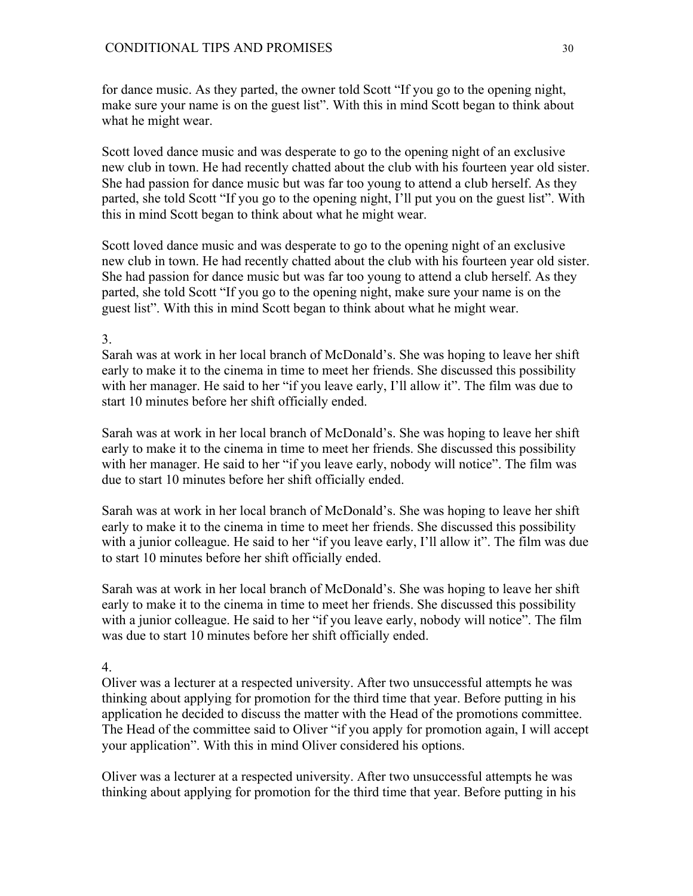for dance music. As they parted, the owner told Scott "If you go to the opening night, make sure your name is on the guest list". With this in mind Scott began to think about what he might wear.

Scott loved dance music and was desperate to go to the opening night of an exclusive new club in town. He had recently chatted about the club with his fourteen year old sister. She had passion for dance music but was far too young to attend a club herself. As they parted, she told Scott "If you go to the opening night, I'll put you on the guest list". With this in mind Scott began to think about what he might wear.

Scott loved dance music and was desperate to go to the opening night of an exclusive new club in town. He had recently chatted about the club with his fourteen year old sister. She had passion for dance music but was far too young to attend a club herself. As they parted, she told Scott "If you go to the opening night, make sure your name is on the guest list". With this in mind Scott began to think about what he might wear.

3.

Sarah was at work in her local branch of McDonald's. She was hoping to leave her shift early to make it to the cinema in time to meet her friends. She discussed this possibility with her manager. He said to her "if you leave early, I'll allow it". The film was due to start 10 minutes before her shift officially ended.

Sarah was at work in her local branch of McDonald's. She was hoping to leave her shift early to make it to the cinema in time to meet her friends. She discussed this possibility with her manager. He said to her "if you leave early, nobody will notice". The film was due to start 10 minutes before her shift officially ended.

Sarah was at work in her local branch of McDonald's. She was hoping to leave her shift early to make it to the cinema in time to meet her friends. She discussed this possibility with a junior colleague. He said to her "if you leave early, I'll allow it". The film was due to start 10 minutes before her shift officially ended.

Sarah was at work in her local branch of McDonald's. She was hoping to leave her shift early to make it to the cinema in time to meet her friends. She discussed this possibility with a junior colleague. He said to her "if you leave early, nobody will notice". The film was due to start 10 minutes before her shift officially ended.

4.

Oliver was a lecturer at a respected university. After two unsuccessful attempts he was thinking about applying for promotion for the third time that year. Before putting in his application he decided to discuss the matter with the Head of the promotions committee. The Head of the committee said to Oliver "if you apply for promotion again, I will accept your application". With this in mind Oliver considered his options.

Oliver was a lecturer at a respected university. After two unsuccessful attempts he was thinking about applying for promotion for the third time that year. Before putting in his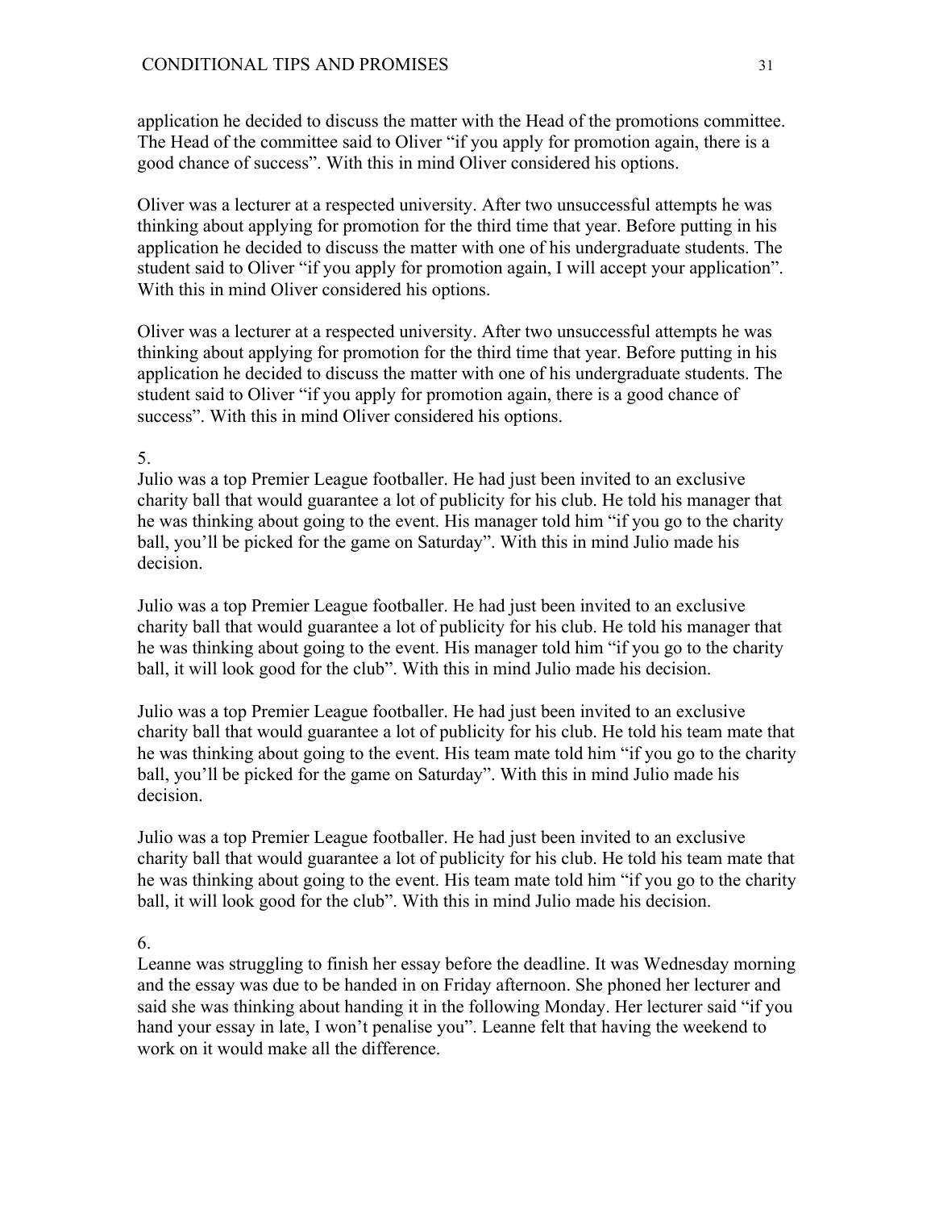application he decided to discuss the matter with the Head of the promotions committee. The Head of the committee said to Oliver “if you apply for promotion again, there is a good chance of success”. With this in mind Oliver considered his options.

Oliver was a lecturer at a respected university. After two unsuccessful attempts he was thinking about applying for promotion for the third time that year. Before putting in his application he decided to discuss the matter with one of his undergraduate students. The student said to Oliver “if you apply for promotion again, I will accept your application”. With this in mind Oliver considered his options.

Oliver was a lecturer at a respected university. After two unsuccessful attempts he was thinking about applying for promotion for the third time that year. Before putting in his application he decided to discuss the matter with one of his undergraduate students. The student said to Oliver “if you apply for promotion again, there is a good chance of success”. With this in mind Oliver considered his options.

5.

Julio was a top Premier League footballer. He had just been invited to an exclusive charity ball that would guarantee a lot of publicity for his club. He told his manager that he was thinking about going to the event. His manager told him “if you go to the charity ball, you’ll be picked for the game on Saturday”. With this in mind Julio made his decision.

Julio was a top Premier League footballer. He had just been invited to an exclusive charity ball that would guarantee a lot of publicity for his club. He told his manager that he was thinking about going to the event. His manager told him “if you go to the charity ball, it will look good for the club”. With this in mind Julio made his decision.

Julio was a top Premier League footballer. He had just been invited to an exclusive charity ball that would guarantee a lot of publicity for his club. He told his team mate that he was thinking about going to the event. His team mate told him “if you go to the charity ball, you’ll be picked for the game on Saturday”. With this in mind Julio made his decision.

Julio was a top Premier League footballer. He had just been invited to an exclusive charity ball that would guarantee a lot of publicity for his club. He told his team mate that he was thinking about going to the event. His team mate told him “if you go to the charity ball, it will look good for the club”. With this in mind Julio made his decision.

6.

Leanne was struggling to finish her essay before the deadline. It was Wednesday morning and the essay was due to be handed in on Friday afternoon. She phoned her lecturer and said she was thinking about handing it in the following Monday. Her lecturer said “if you hand your essay in late, I won’t penalise you”. Leanne felt that having the weekend to work on it would make all the difference.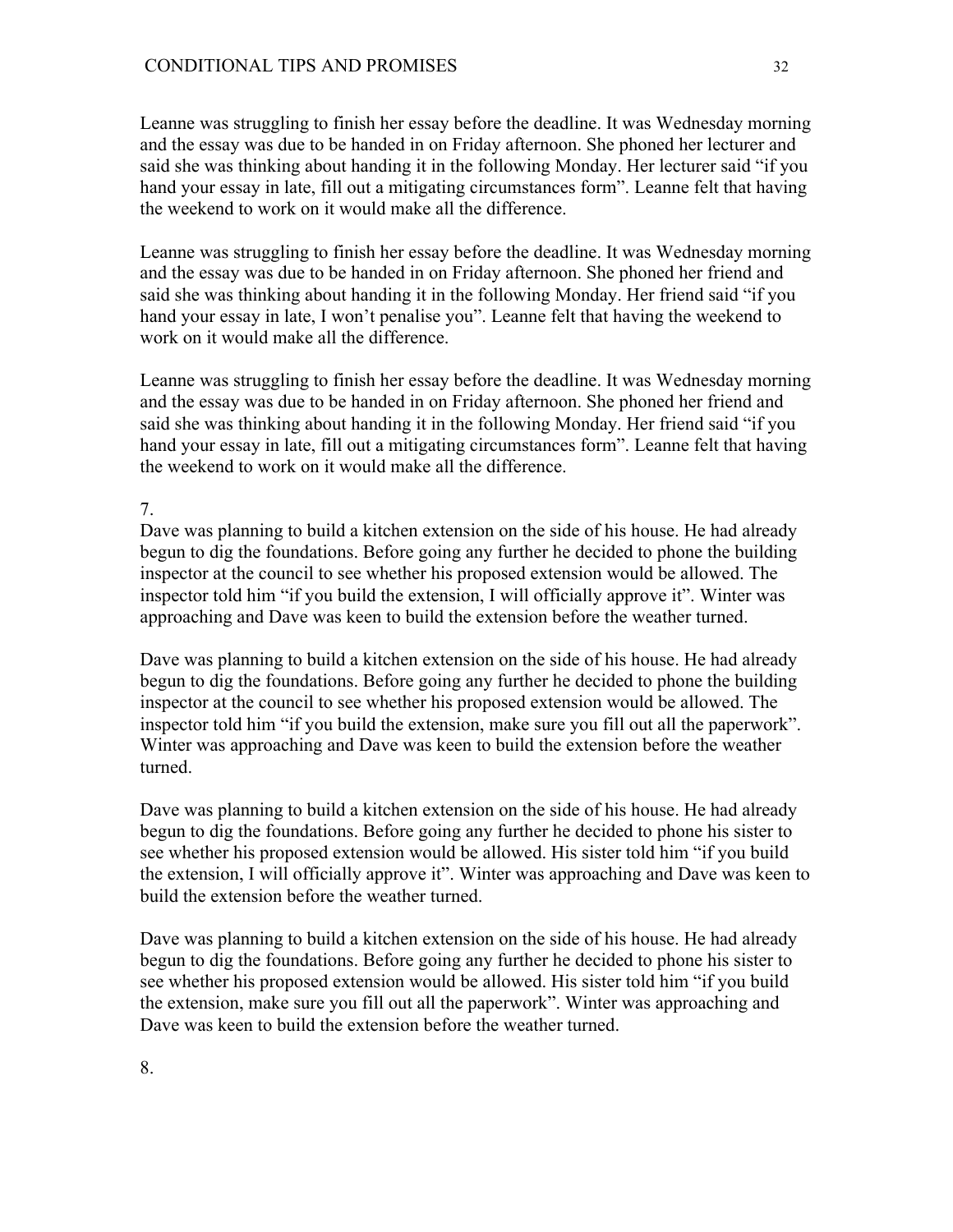Leanne was struggling to finish her essay before the deadline. It was Wednesday morning and the essay was due to be handed in on Friday afternoon. She phoned her lecturer and said she was thinking about handing it in the following Monday. Her lecturer said "if you hand your essay in late, fill out a mitigating circumstances form". Leanne felt that having the weekend to work on it would make all the difference.

Leanne was struggling to finish her essay before the deadline. It was Wednesday morning and the essay was due to be handed in on Friday afternoon. She phoned her friend and said she was thinking about handing it in the following Monday. Her friend said "if you hand your essay in late, I won't penalise you". Leanne felt that having the weekend to work on it would make all the difference.

Leanne was struggling to finish her essay before the deadline. It was Wednesday morning and the essay was due to be handed in on Friday afternoon. She phoned her friend and said she was thinking about handing it in the following Monday. Her friend said "if you hand your essay in late, fill out a mitigating circumstances form". Leanne felt that having the weekend to work on it would make all the difference.

7.

Dave was planning to build a kitchen extension on the side of his house. He had already begun to dig the foundations. Before going any further he decided to phone the building inspector at the council to see whether his proposed extension would be allowed. The inspector told him "if you build the extension, I will officially approve it". Winter was approaching and Dave was keen to build the extension before the weather turned.

Dave was planning to build a kitchen extension on the side of his house. He had already begun to dig the foundations. Before going any further he decided to phone the building inspector at the council to see whether his proposed extension would be allowed. The inspector told him "if you build the extension, make sure you fill out all the paperwork". Winter was approaching and Dave was keen to build the extension before the weather turned.

Dave was planning to build a kitchen extension on the side of his house. He had already begun to dig the foundations. Before going any further he decided to phone his sister to see whether his proposed extension would be allowed. His sister told him "if you build the extension, I will officially approve it". Winter was approaching and Dave was keen to build the extension before the weather turned.

Dave was planning to build a kitchen extension on the side of his house. He had already begun to dig the foundations. Before going any further he decided to phone his sister to see whether his proposed extension would be allowed. His sister told him "if you build the extension, make sure you fill out all the paperwork". Winter was approaching and Dave was keen to build the extension before the weather turned.

8.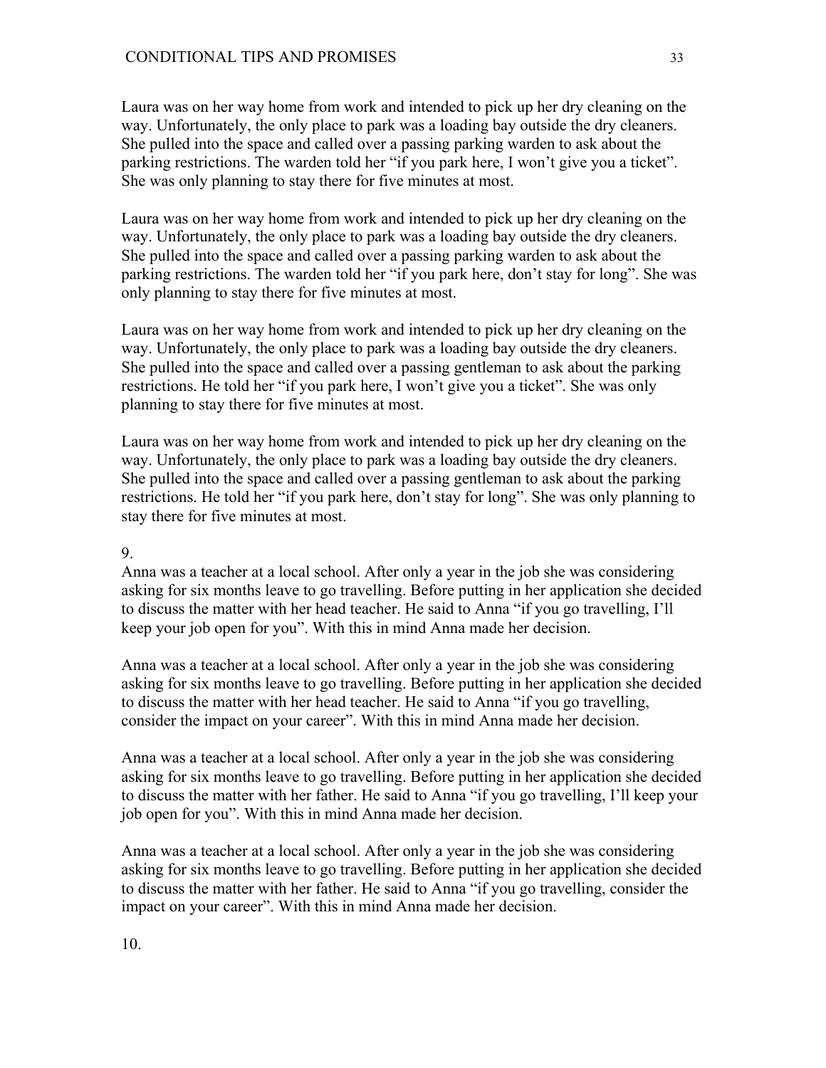Laura was on her way home from work and intended to pick up her dry cleaning on the way. Unfortunately, the only place to park was a loading bay outside the dry cleaners. She pulled into the space and called over a passing parking warden to ask about the parking restrictions. The warden told her "if you park here, I won't give you a ticket". She was only planning to stay there for five minutes at most.

Laura was on her way home from work and intended to pick up her dry cleaning on the way. Unfortunately, the only place to park was a loading bay outside the dry cleaners. She pulled into the space and called over a passing parking warden to ask about the parking restrictions. The warden told her "if you park here, don't stay for long". She was only planning to stay there for five minutes at most.

Laura was on her way home from work and intended to pick up her dry cleaning on the way. Unfortunately, the only place to park was a loading bay outside the dry cleaners. She pulled into the space and called over a passing gentleman to ask about the parking restrictions. He told her "if you park here, I won't give you a ticket". She was only planning to stay there for five minutes at most.

Laura was on her way home from work and intended to pick up her dry cleaning on the way. Unfortunately, the only place to park was a loading bay outside the dry cleaners. She pulled into the space and called over a passing gentleman to ask about the parking restrictions. He told her "if you park here, don't stay for long". She was only planning to stay there for five minutes at most.

9.

Anna was a teacher at a local school. After only a year in the job she was considering asking for six months leave to go travelling. Before putting in her application she decided to discuss the matter with her head teacher. He said to Anna "if you go travelling, I'll keep your job open for you". With this in mind Anna made her decision.

Anna was a teacher at a local school. After only a year in the job she was considering asking for six months leave to go travelling. Before putting in her application she decided to discuss the matter with her head teacher. He said to Anna "if you go travelling, consider the impact on your career". With this in mind Anna made her decision.

Anna was a teacher at a local school. After only a year in the job she was considering asking for six months leave to go travelling. Before putting in her application she decided to discuss the matter with her father. He said to Anna "if you go travelling, I'll keep your job open for you". With this in mind Anna made her decision.

Anna was a teacher at a local school. After only a year in the job she was considering asking for six months leave to go travelling. Before putting in her application she decided to discuss the matter with her father. He said to Anna "if you go travelling, consider the impact on your career". With this in mind Anna made her decision.

10.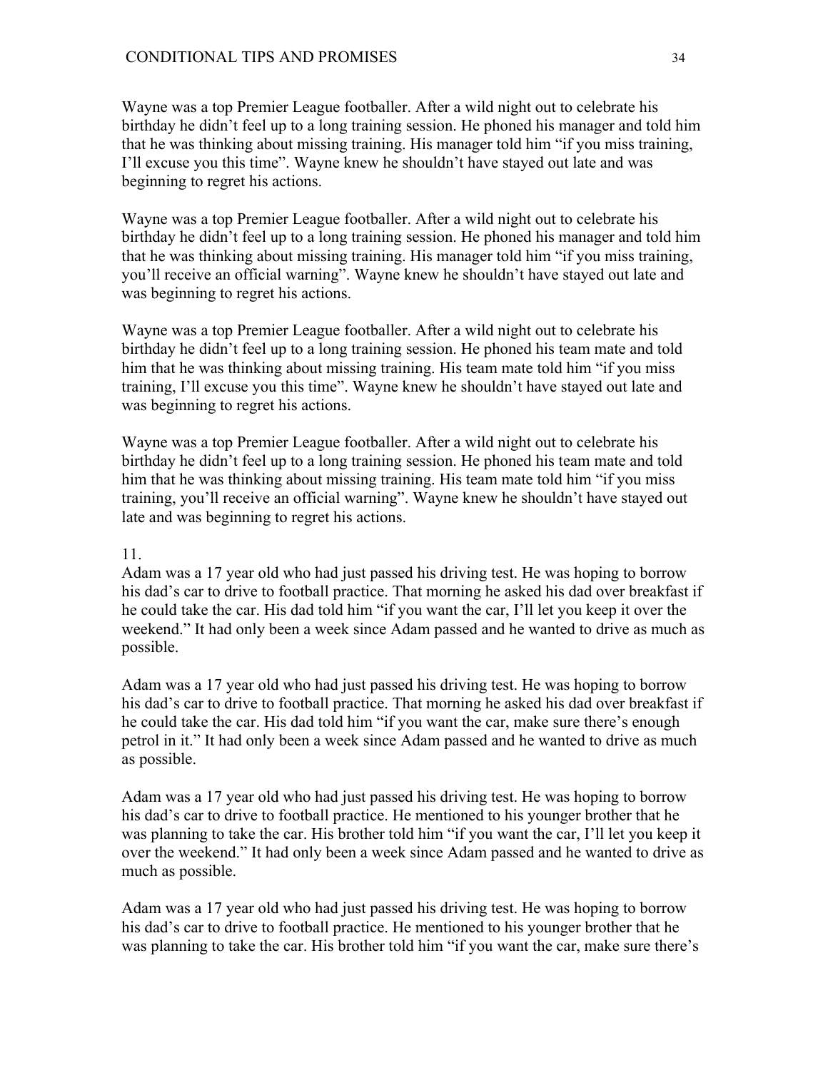Wayne was a top Premier League footballer. After a wild night out to celebrate his birthday he didn't feel up to a long training session. He phoned his manager and told him that he was thinking about missing training. His manager told him "if you miss training, I'll excuse you this time". Wayne knew he shouldn't have stayed out late and was beginning to regret his actions.

Wayne was a top Premier League footballer. After a wild night out to celebrate his birthday he didn't feel up to a long training session. He phoned his manager and told him that he was thinking about missing training. His manager told him "if you miss training, you'll receive an official warning". Wayne knew he shouldn't have stayed out late and was beginning to regret his actions.

Wayne was a top Premier League footballer. After a wild night out to celebrate his birthday he didn't feel up to a long training session. He phoned his team mate and told him that he was thinking about missing training. His team mate told him "if you miss training, I'll excuse you this time". Wayne knew he shouldn't have stayed out late and was beginning to regret his actions.

Wayne was a top Premier League footballer. After a wild night out to celebrate his birthday he didn't feel up to a long training session. He phoned his team mate and told him that he was thinking about missing training. His team mate told him "if you miss training, you'll receive an official warning". Wayne knew he shouldn't have stayed out late and was beginning to regret his actions.

11.

Adam was a 17 year old who had just passed his driving test. He was hoping to borrow his dad's car to drive to football practice. That morning he asked his dad over breakfast if he could take the car. His dad told him "if you want the car, I'll let you keep it over the weekend." It had only been a week since Adam passed and he wanted to drive as much as possible.

Adam was a 17 year old who had just passed his driving test. He was hoping to borrow his dad's car to drive to football practice. That morning he asked his dad over breakfast if he could take the car. His dad told him "if you want the car, make sure there's enough petrol in it." It had only been a week since Adam passed and he wanted to drive as much as possible.

Adam was a 17 year old who had just passed his driving test. He was hoping to borrow his dad's car to drive to football practice. He mentioned to his younger brother that he was planning to take the car. His brother told him "if you want the car, I'll let you keep it over the weekend." It had only been a week since Adam passed and he wanted to drive as much as possible.

Adam was a 17 year old who had just passed his driving test. He was hoping to borrow his dad's car to drive to football practice. He mentioned to his younger brother that he was planning to take the car. His brother told him "if you want the car, make sure there's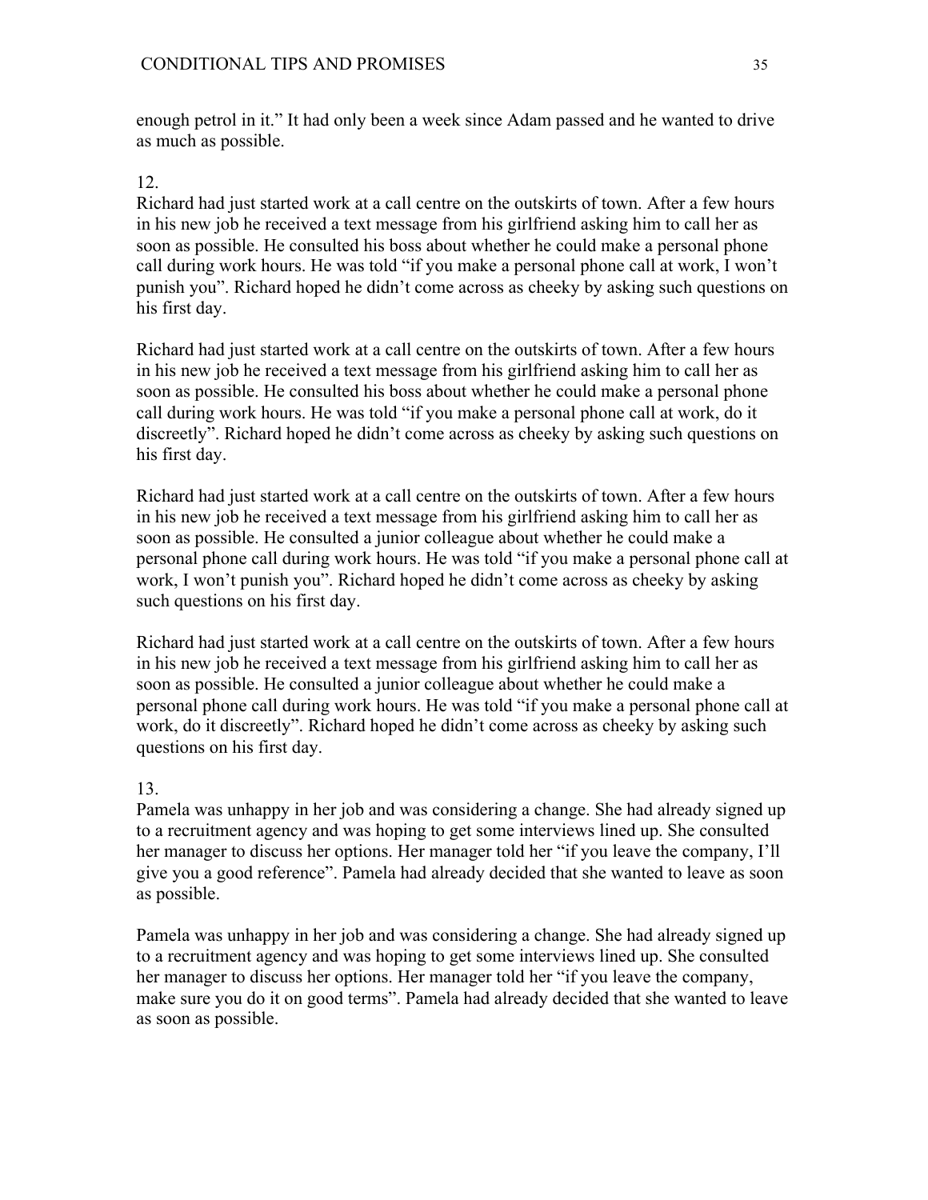enough petrol in it." It had only been a week since Adam passed and he wanted to drive as much as possible.

12.
Richard had just started work at a call centre on the outskirts of town. After a few hours in his new job he received a text message from his girlfriend asking him to call her as soon as possible. He consulted his boss about whether he could make a personal phone call during work hours. He was told "if you make a personal phone call at work, I won't punish you". Richard hoped he didn't come across as cheeky by asking such questions on his first day.

Richard had just started work at a call centre on the outskirts of town. After a few hours in his new job he received a text message from his girlfriend asking him to call her as soon as possible. He consulted his boss about whether he could make a personal phone call during work hours. He was told "if you make a personal phone call at work, do it discreetly". Richard hoped he didn't come across as cheeky by asking such questions on his first day.

Richard had just started work at a call centre on the outskirts of town. After a few hours in his new job he received a text message from his girlfriend asking him to call her as soon as possible. He consulted a junior colleague about whether he could make a personal phone call during work hours. He was told "if you make a personal phone call at work, I won't punish you". Richard hoped he didn't come across as cheeky by asking such questions on his first day.

Richard had just started work at a call centre on the outskirts of town. After a few hours in his new job he received a text message from his girlfriend asking him to call her as soon as possible. He consulted a junior colleague about whether he could make a personal phone call during work hours. He was told "if you make a personal phone call at work, do it discreetly". Richard hoped he didn't come across as cheeky by asking such questions on his first day.

13.
Pamela was unhappy in her job and was considering a change. She had already signed up to a recruitment agency and was hoping to get some interviews lined up. She consulted her manager to discuss her options. Her manager told her "if you leave the company, I'll give you a good reference". Pamela had already decided that she wanted to leave as soon as possible.

Pamela was unhappy in her job and was considering a change. She had already signed up to a recruitment agency and was hoping to get some interviews lined up. She consulted her manager to discuss her options. Her manager told her "if you leave the company, make sure you do it on good terms". Pamela had already decided that she wanted to leave as soon as possible.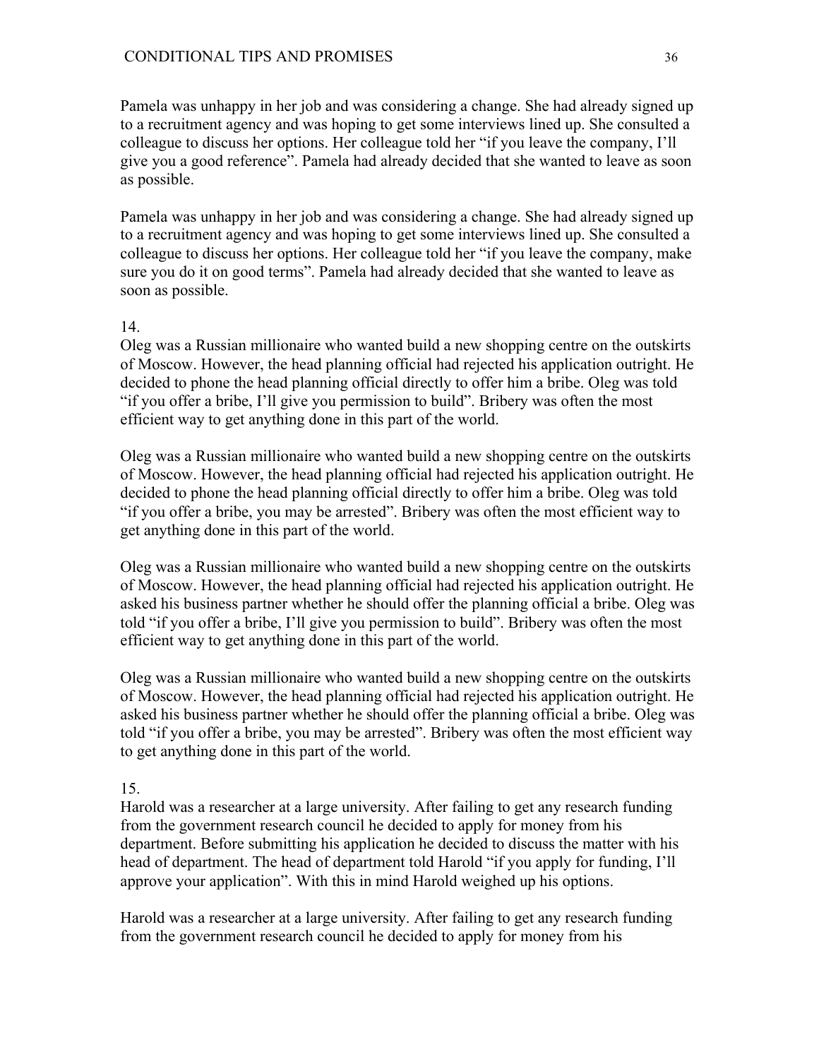Pamela was unhappy in her job and was considering a change. She had already signed up to a recruitment agency and was hoping to get some interviews lined up. She consulted a colleague to discuss her options. Her colleague told her "if you leave the company, I'll give you a good reference". Pamela had already decided that she wanted to leave as soon as possible.

Pamela was unhappy in her job and was considering a change. She had already signed up to a recruitment agency and was hoping to get some interviews lined up. She consulted a colleague to discuss her options. Her colleague told her "if you leave the company, make sure you do it on good terms". Pamela had already decided that she wanted to leave as soon as possible.

14.

Oleg was a Russian millionaire who wanted build a new shopping centre on the outskirts of Moscow. However, the head planning official had rejected his application outright. He decided to phone the head planning official directly to offer him a bribe. Oleg was told "if you offer a bribe, I'll give you permission to build". Bribery was often the most efficient way to get anything done in this part of the world.

Oleg was a Russian millionaire who wanted build a new shopping centre on the outskirts of Moscow. However, the head planning official had rejected his application outright. He decided to phone the head planning official directly to offer him a bribe. Oleg was told "if you offer a bribe, you may be arrested". Bribery was often the most efficient way to get anything done in this part of the world.

Oleg was a Russian millionaire who wanted build a new shopping centre on the outskirts of Moscow. However, the head planning official had rejected his application outright. He asked his business partner whether he should offer the planning official a bribe. Oleg was told "if you offer a bribe, I'll give you permission to build". Bribery was often the most efficient way to get anything done in this part of the world.

Oleg was a Russian millionaire who wanted build a new shopping centre on the outskirts of Moscow. However, the head planning official had rejected his application outright. He asked his business partner whether he should offer the planning official a bribe. Oleg was told "if you offer a bribe, you may be arrested". Bribery was often the most efficient way to get anything done in this part of the world.

15.

Harold was a researcher at a large university. After failing to get any research funding from the government research council he decided to apply for money from his department. Before submitting his application he decided to discuss the matter with his head of department. The head of department told Harold "if you apply for funding, I'll approve your application". With this in mind Harold weighed up his options.

Harold was a researcher at a large university. After failing to get any research funding from the government research council he decided to apply for money from his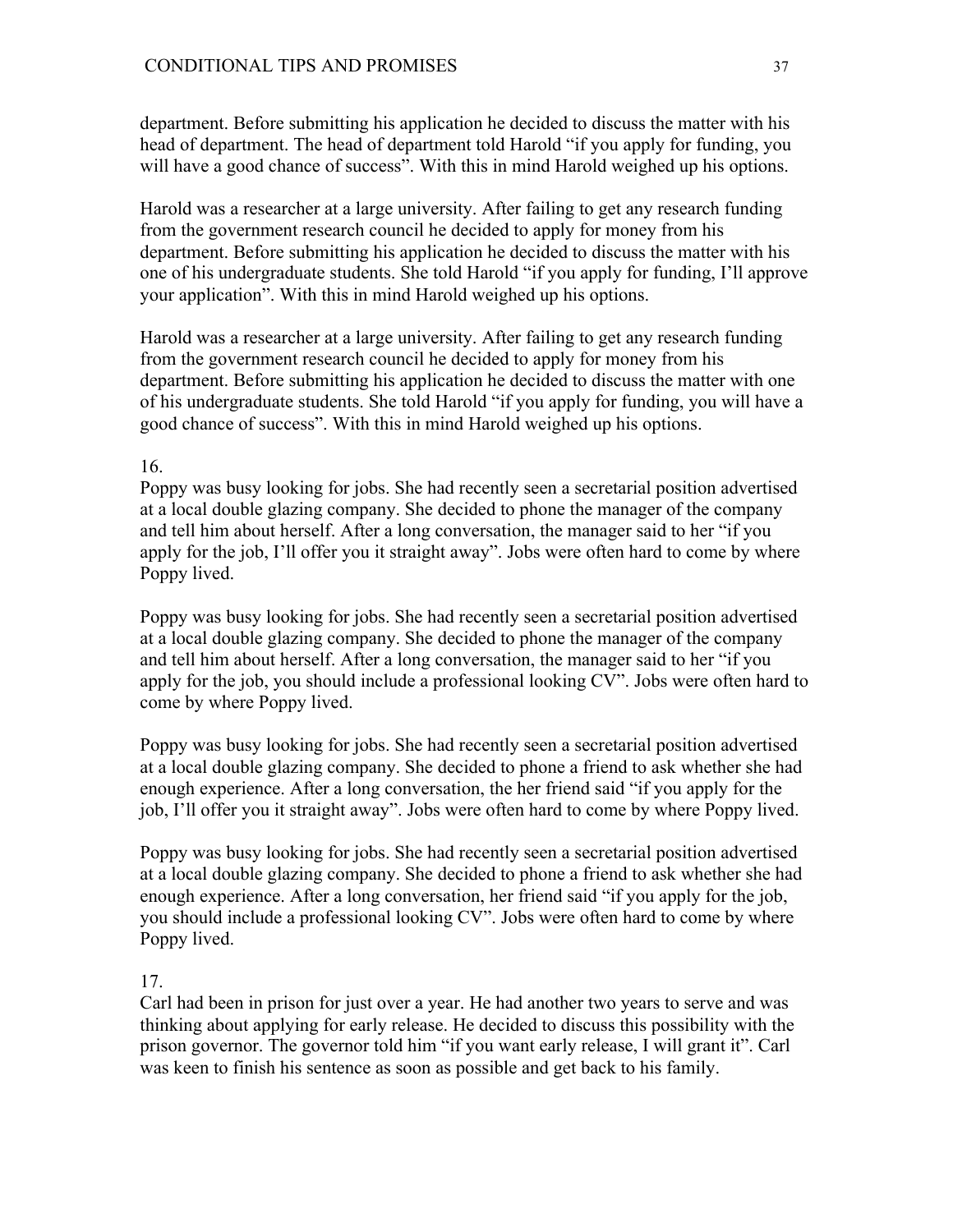department. Before submitting his application he decided to discuss the matter with his head of department. The head of department told Harold "if you apply for funding, you will have a good chance of success". With this in mind Harold weighed up his options.

Harold was a researcher at a large university. After failing to get any research funding from the government research council he decided to apply for money from his department. Before submitting his application he decided to discuss the matter with his one of his undergraduate students. She told Harold "if you apply for funding, I'll approve your application". With this in mind Harold weighed up his options.

Harold was a researcher at a large university. After failing to get any research funding from the government research council he decided to apply for money from his department. Before submitting his application he decided to discuss the matter with one of his undergraduate students. She told Harold "if you apply for funding, you will have a good chance of success". With this in mind Harold weighed up his options.

16.

Poppy was busy looking for jobs. She had recently seen a secretarial position advertised at a local double glazing company. She decided to phone the manager of the company and tell him about herself. After a long conversation, the manager said to her "if you apply for the job, I'll offer you it straight away". Jobs were often hard to come by where Poppy lived.

Poppy was busy looking for jobs. She had recently seen a secretarial position advertised at a local double glazing company. She decided to phone the manager of the company and tell him about herself. After a long conversation, the manager said to her "if you apply for the job, you should include a professional looking CV". Jobs were often hard to come by where Poppy lived.

Poppy was busy looking for jobs. She had recently seen a secretarial position advertised at a local double glazing company. She decided to phone a friend to ask whether she had enough experience. After a long conversation, the her friend said "if you apply for the job, I'll offer you it straight away". Jobs were often hard to come by where Poppy lived.

Poppy was busy looking for jobs. She had recently seen a secretarial position advertised at a local double glazing company. She decided to phone a friend to ask whether she had enough experience. After a long conversation, her friend said "if you apply for the job, you should include a professional looking CV". Jobs were often hard to come by where Poppy lived.

17.

Carl had been in prison for just over a year. He had another two years to serve and was thinking about applying for early release. He decided to discuss this possibility with the prison governor. The governor told him "if you want early release, I will grant it". Carl was keen to finish his sentence as soon as possible and get back to his family.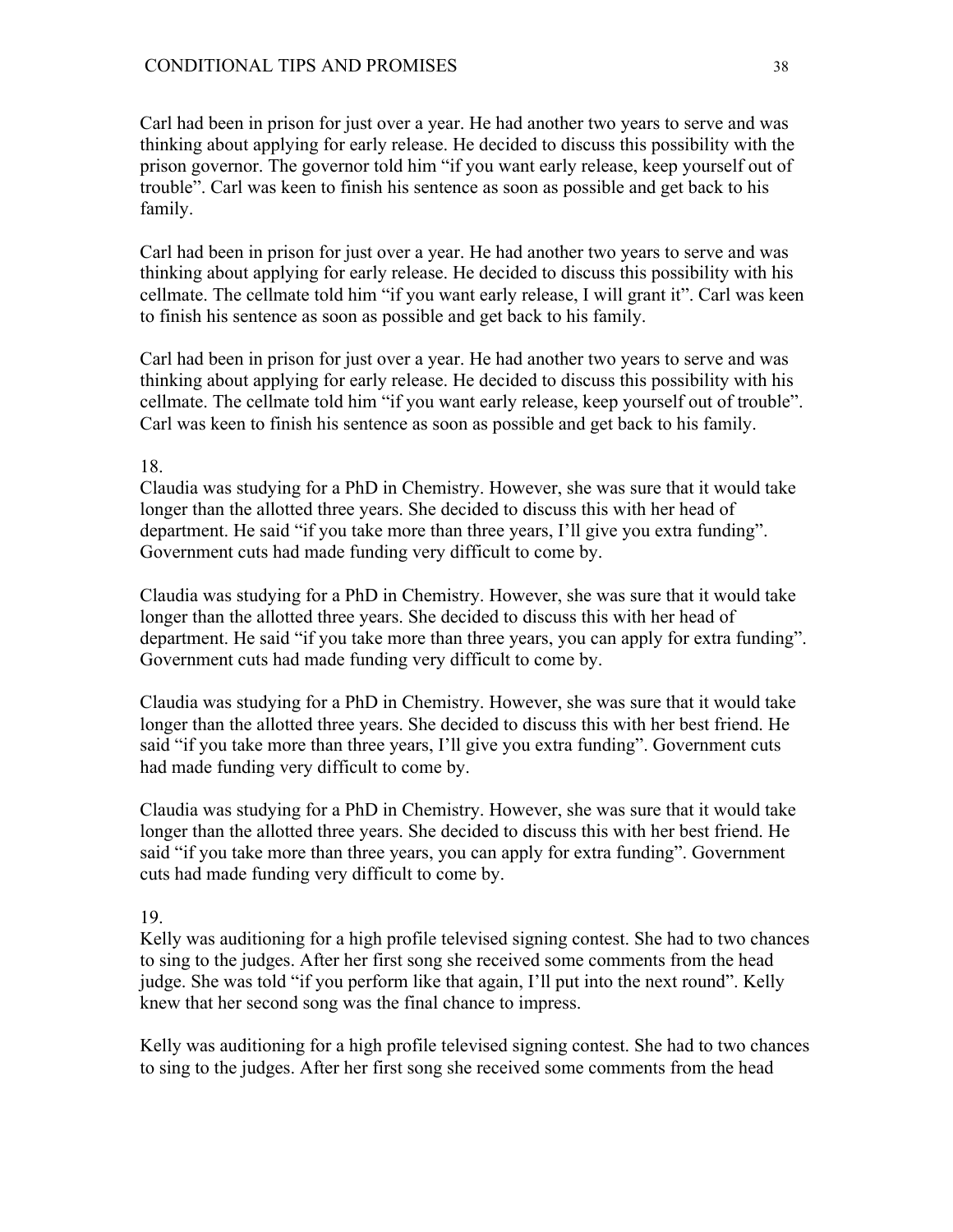Carl had been in prison for just over a year. He had another two years to serve and was thinking about applying for early release. He decided to discuss this possibility with the prison governor. The governor told him "if you want early release, keep yourself out of trouble". Carl was keen to finish his sentence as soon as possible and get back to his family.

Carl had been in prison for just over a year. He had another two years to serve and was thinking about applying for early release. He decided to discuss this possibility with his cellmate. The cellmate told him "if you want early release, I will grant it". Carl was keen to finish his sentence as soon as possible and get back to his family.

Carl had been in prison for just over a year. He had another two years to serve and was thinking about applying for early release. He decided to discuss this possibility with his cellmate. The cellmate told him "if you want early release, keep yourself out of trouble". Carl was keen to finish his sentence as soon as possible and get back to his family.

18.

Claudia was studying for a PhD in Chemistry. However, she was sure that it would take longer than the allotted three years. She decided to discuss this with her head of department. He said "if you take more than three years, I'll give you extra funding". Government cuts had made funding very difficult to come by.

Claudia was studying for a PhD in Chemistry. However, she was sure that it would take longer than the allotted three years. She decided to discuss this with her head of department. He said "if you take more than three years, you can apply for extra funding". Government cuts had made funding very difficult to come by.

Claudia was studying for a PhD in Chemistry. However, she was sure that it would take longer than the allotted three years. She decided to discuss this with her best friend. He said "if you take more than three years, I'll give you extra funding". Government cuts had made funding very difficult to come by.

Claudia was studying for a PhD in Chemistry. However, she was sure that it would take longer than the allotted three years. She decided to discuss this with her best friend. He said "if you take more than three years, you can apply for extra funding". Government cuts had made funding very difficult to come by.

19.

Kelly was auditioning for a high profile televised signing contest. She had to two chances to sing to the judges. After her first song she received some comments from the head judge. She was told "if you perform like that again, I'll put into the next round". Kelly knew that her second song was the final chance to impress.

Kelly was auditioning for a high profile televised signing contest. She had to two chances to sing to the judges. After her first song she received some comments from the head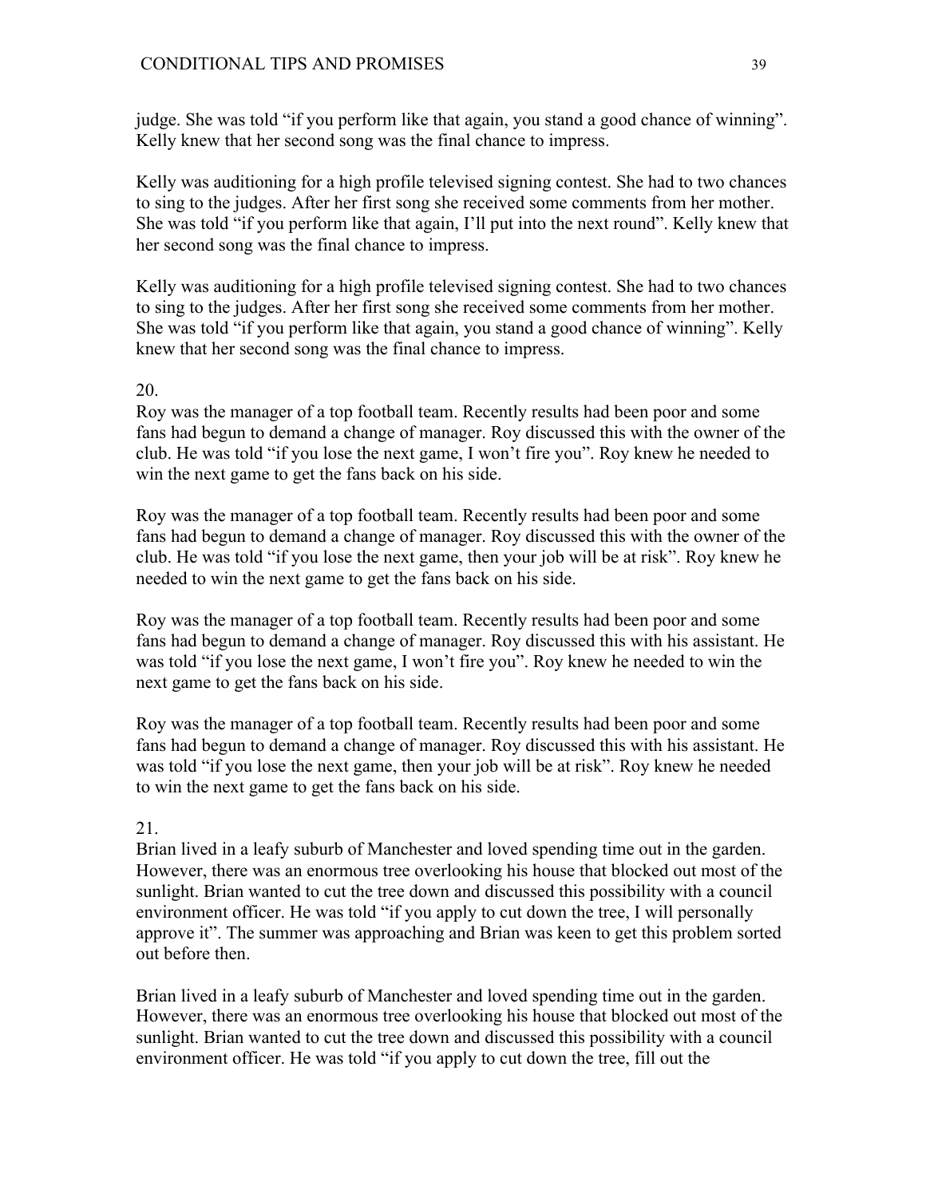judge. She was told "if you perform like that again, you stand a good chance of winning". Kelly knew that her second song was the final chance to impress.

Kelly was auditioning for a high profile televised signing contest. She had to two chances to sing to the judges. After her first song she received some comments from her mother. She was told "if you perform like that again, I'll put into the next round". Kelly knew that her second song was the final chance to impress.

Kelly was auditioning for a high profile televised signing contest. She had to two chances to sing to the judges. After her first song she received some comments from her mother. She was told "if you perform like that again, you stand a good chance of winning". Kelly knew that her second song was the final chance to impress.

20.
Roy was the manager of a top football team. Recently results had been poor and some fans had begun to demand a change of manager. Roy discussed this with the owner of the club. He was told "if you lose the next game, I won't fire you". Roy knew he needed to win the next game to get the fans back on his side.

Roy was the manager of a top football team. Recently results had been poor and some fans had begun to demand a change of manager. Roy discussed this with the owner of the club. He was told "if you lose the next game, then your job will be at risk". Roy knew he needed to win the next game to get the fans back on his side.

Roy was the manager of a top football team. Recently results had been poor and some fans had begun to demand a change of manager. Roy discussed this with his assistant. He was told "if you lose the next game, I won't fire you". Roy knew he needed to win the next game to get the fans back on his side.

Roy was the manager of a top football team. Recently results had been poor and some fans had begun to demand a change of manager. Roy discussed this with his assistant. He was told "if you lose the next game, then your job will be at risk". Roy knew he needed to win the next game to get the fans back on his side.

21.
Brian lived in a leafy suburb of Manchester and loved spending time out in the garden. However, there was an enormous tree overlooking his house that blocked out most of the sunlight. Brian wanted to cut the tree down and discussed this possibility with a council environment officer. He was told "if you apply to cut down the tree, I will personally approve it". The summer was approaching and Brian was keen to get this problem sorted out before then.

Brian lived in a leafy suburb of Manchester and loved spending time out in the garden. However, there was an enormous tree overlooking his house that blocked out most of the sunlight. Brian wanted to cut the tree down and discussed this possibility with a council environment officer. He was told "if you apply to cut down the tree, fill out the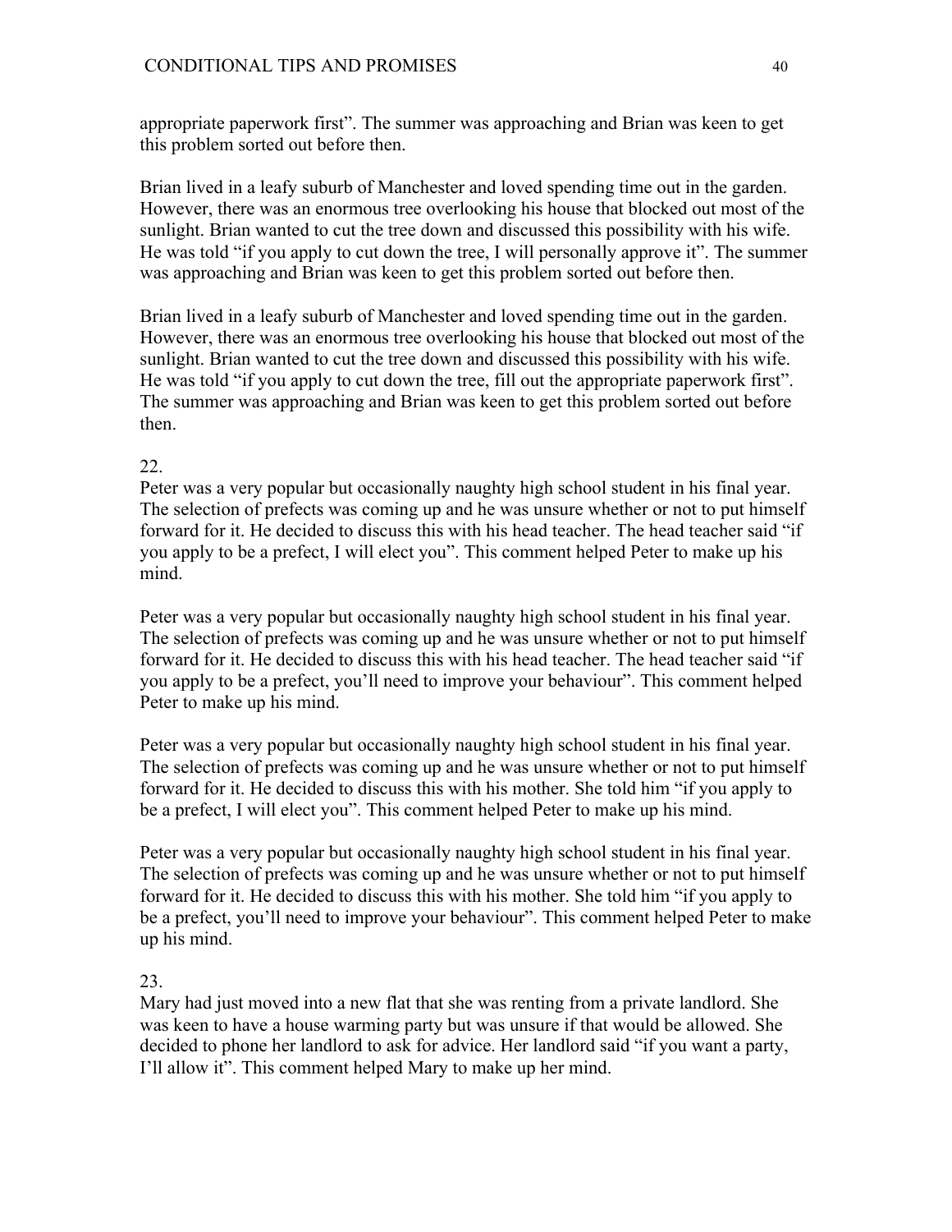appropriate paperwork first". The summer was approaching and Brian was keen to get this problem sorted out before then.

Brian lived in a leafy suburb of Manchester and loved spending time out in the garden. However, there was an enormous tree overlooking his house that blocked out most of the sunlight. Brian wanted to cut the tree down and discussed this possibility with his wife. He was told "if you apply to cut down the tree, I will personally approve it". The summer was approaching and Brian was keen to get this problem sorted out before then.

Brian lived in a leafy suburb of Manchester and loved spending time out in the garden. However, there was an enormous tree overlooking his house that blocked out most of the sunlight. Brian wanted to cut the tree down and discussed this possibility with his wife. He was told "if you apply to cut down the tree, fill out the appropriate paperwork first". The summer was approaching and Brian was keen to get this problem sorted out before then.

22.

Peter was a very popular but occasionally naughty high school student in his final year. The selection of prefects was coming up and he was unsure whether or not to put himself forward for it. He decided to discuss this with his head teacher. The head teacher said "if you apply to be a prefect, I will elect you". This comment helped Peter to make up his mind.

Peter was a very popular but occasionally naughty high school student in his final year. The selection of prefects was coming up and he was unsure whether or not to put himself forward for it. He decided to discuss this with his head teacher. The head teacher said "if you apply to be a prefect, you'll need to improve your behaviour". This comment helped Peter to make up his mind.

Peter was a very popular but occasionally naughty high school student in his final year. The selection of prefects was coming up and he was unsure whether or not to put himself forward for it. He decided to discuss this with his mother. She told him "if you apply to be a prefect, I will elect you". This comment helped Peter to make up his mind.

Peter was a very popular but occasionally naughty high school student in his final year. The selection of prefects was coming up and he was unsure whether or not to put himself forward for it. He decided to discuss this with his mother. She told him "if you apply to be a prefect, you'll need to improve your behaviour". This comment helped Peter to make up his mind.

23.

Mary had just moved into a new flat that she was renting from a private landlord. She was keen to have a house warming party but was unsure if that would be allowed. She decided to phone her landlord to ask for advice. Her landlord said "if you want a party, I'll allow it". This comment helped Mary to make up her mind.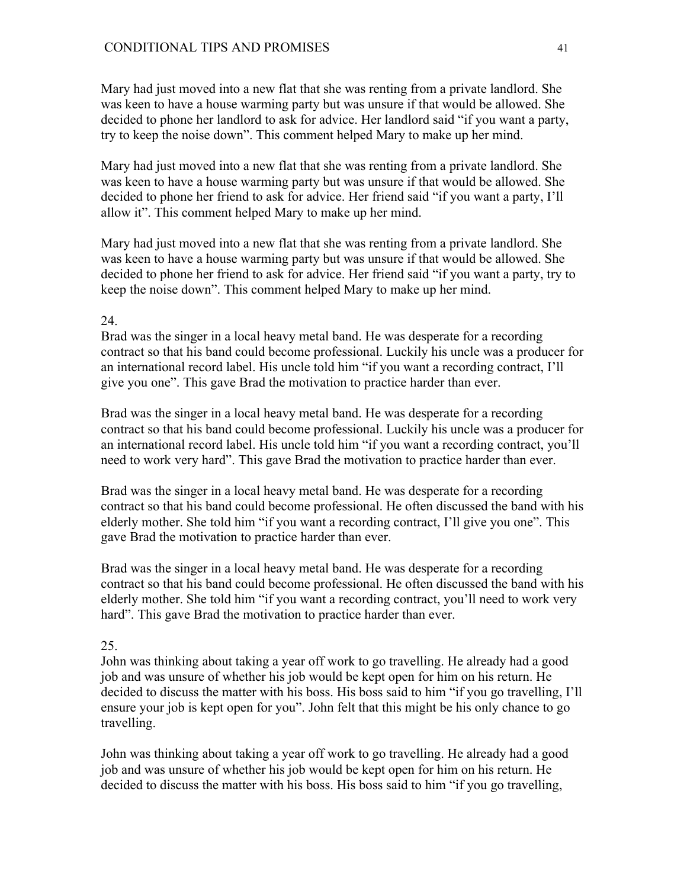Mary had just moved into a new flat that she was renting from a private landlord. She was keen to have a house warming party but was unsure if that would be allowed. She decided to phone her landlord to ask for advice. Her landlord said "if you want a party, try to keep the noise down". This comment helped Mary to make up her mind.

Mary had just moved into a new flat that she was renting from a private landlord. She was keen to have a house warming party but was unsure if that would be allowed. She decided to phone her friend to ask for advice. Her friend said "if you want a party, I'll allow it". This comment helped Mary to make up her mind.

Mary had just moved into a new flat that she was renting from a private landlord. She was keen to have a house warming party but was unsure if that would be allowed. She decided to phone her friend to ask for advice. Her friend said "if you want a party, try to keep the noise down". This comment helped Mary to make up her mind.

24.

Brad was the singer in a local heavy metal band. He was desperate for a recording contract so that his band could become professional. Luckily his uncle was a producer for an international record label. His uncle told him "if you want a recording contract, I'll give you one". This gave Brad the motivation to practice harder than ever.

Brad was the singer in a local heavy metal band. He was desperate for a recording contract so that his band could become professional. Luckily his uncle was a producer for an international record label. His uncle told him "if you want a recording contract, you'll need to work very hard". This gave Brad the motivation to practice harder than ever.

Brad was the singer in a local heavy metal band. He was desperate for a recording contract so that his band could become professional. He often discussed the band with his elderly mother. She told him "if you want a recording contract, I'll give you one". This gave Brad the motivation to practice harder than ever.

Brad was the singer in a local heavy metal band. He was desperate for a recording contract so that his band could become professional. He often discussed the band with his elderly mother. She told him "if you want a recording contract, you'll need to work very hard". This gave Brad the motivation to practice harder than ever.

25.

John was thinking about taking a year off work to go travelling. He already had a good job and was unsure of whether his job would be kept open for him on his return. He decided to discuss the matter with his boss. His boss said to him "if you go travelling, I'll ensure your job is kept open for you". John felt that this might be his only chance to go travelling.

John was thinking about taking a year off work to go travelling. He already had a good job and was unsure of whether his job would be kept open for him on his return. He decided to discuss the matter with his boss. His boss said to him "if you go travelling,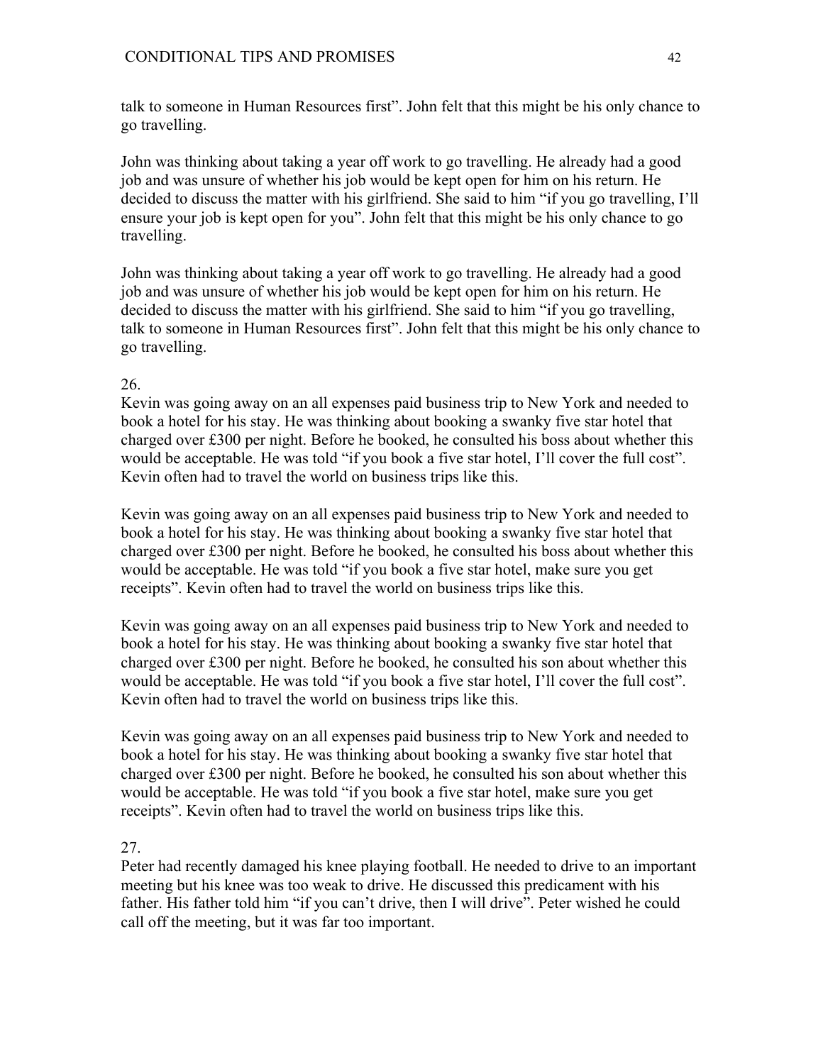talk to someone in Human Resources first". John felt that this might be his only chance to go travelling.

John was thinking about taking a year off work to go travelling. He already had a good job and was unsure of whether his job would be kept open for him on his return. He decided to discuss the matter with his girlfriend. She said to him "if you go travelling, I'll ensure your job is kept open for you". John felt that this might be his only chance to go travelling.

John was thinking about taking a year off work to go travelling. He already had a good job and was unsure of whether his job would be kept open for him on his return. He decided to discuss the matter with his girlfriend. She said to him "if you go travelling, talk to someone in Human Resources first". John felt that this might be his only chance to go travelling.

26.
Kevin was going away on an all expenses paid business trip to New York and needed to book a hotel for his stay. He was thinking about booking a swanky five star hotel that charged over £300 per night. Before he booked, he consulted his boss about whether this would be acceptable. He was told "if you book a five star hotel, I'll cover the full cost". Kevin often had to travel the world on business trips like this.

Kevin was going away on an all expenses paid business trip to New York and needed to book a hotel for his stay. He was thinking about booking a swanky five star hotel that charged over £300 per night. Before he booked, he consulted his boss about whether this would be acceptable. He was told "if you book a five star hotel, make sure you get receipts". Kevin often had to travel the world on business trips like this.

Kevin was going away on an all expenses paid business trip to New York and needed to book a hotel for his stay. He was thinking about booking a swanky five star hotel that charged over £300 per night. Before he booked, he consulted his son about whether this would be acceptable. He was told "if you book a five star hotel, I'll cover the full cost". Kevin often had to travel the world on business trips like this.

Kevin was going away on an all expenses paid business trip to New York and needed to book a hotel for his stay. He was thinking about booking a swanky five star hotel that charged over £300 per night. Before he booked, he consulted his son about whether this would be acceptable. He was told "if you book a five star hotel, make sure you get receipts". Kevin often had to travel the world on business trips like this.

27.
Peter had recently damaged his knee playing football. He needed to drive to an important meeting but his knee was too weak to drive. He discussed this predicament with his father. His father told him "if you can't drive, then I will drive". Peter wished he could call off the meeting, but it was far too important.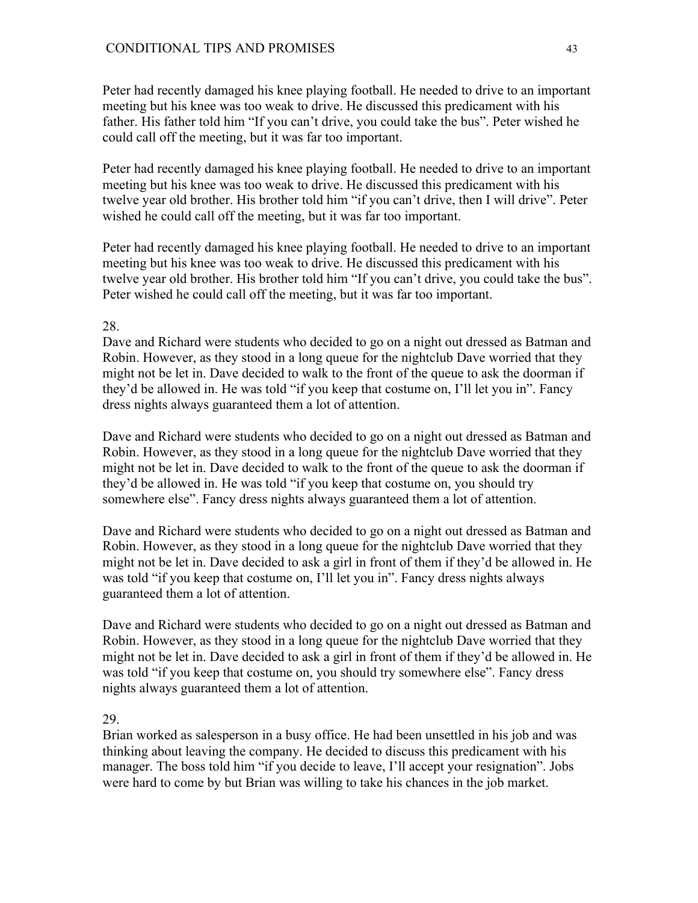Peter had recently damaged his knee playing football. He needed to drive to an important meeting but his knee was too weak to drive. He discussed this predicament with his father. His father told him “If you can’t drive, you could take the bus”. Peter wished he could call off the meeting, but it was far too important.

Peter had recently damaged his knee playing football. He needed to drive to an important meeting but his knee was too weak to drive. He discussed this predicament with his twelve year old brother. His brother told him “if you can’t drive, then I will drive”. Peter wished he could call off the meeting, but it was far too important.

Peter had recently damaged his knee playing football. He needed to drive to an important meeting but his knee was too weak to drive. He discussed this predicament with his twelve year old brother. His brother told him “If you can’t drive, you could take the bus”. Peter wished he could call off the meeting, but it was far too important.

28.

Dave and Richard were students who decided to go on a night out dressed as Batman and Robin. However, as they stood in a long queue for the nightclub Dave worried that they might not be let in. Dave decided to walk to the front of the queue to ask the doorman if they’d be allowed in. He was told “if you keep that costume on, I’ll let you in”. Fancy dress nights always guaranteed them a lot of attention.

Dave and Richard were students who decided to go on a night out dressed as Batman and Robin. However, as they stood in a long queue for the nightclub Dave worried that they might not be let in. Dave decided to walk to the front of the queue to ask the doorman if they’d be allowed in. He was told “if you keep that costume on, you should try somewhere else”. Fancy dress nights always guaranteed them a lot of attention.

Dave and Richard were students who decided to go on a night out dressed as Batman and Robin. However, as they stood in a long queue for the nightclub Dave worried that they might not be let in. Dave decided to ask a girl in front of them if they’d be allowed in. He was told “if you keep that costume on, I’ll let you in”. Fancy dress nights always guaranteed them a lot of attention.

Dave and Richard were students who decided to go on a night out dressed as Batman and Robin. However, as they stood in a long queue for the nightclub Dave worried that they might not be let in. Dave decided to ask a girl in front of them if they’d be allowed in. He was told “if you keep that costume on, you should try somewhere else”. Fancy dress nights always guaranteed them a lot of attention.

29.

Brian worked as salesperson in a busy office. He had been unsettled in his job and was thinking about leaving the company. He decided to discuss this predicament with his manager. The boss told him “if you decide to leave, I’ll accept your resignation”. Jobs were hard to come by but Brian was willing to take his chances in the job market.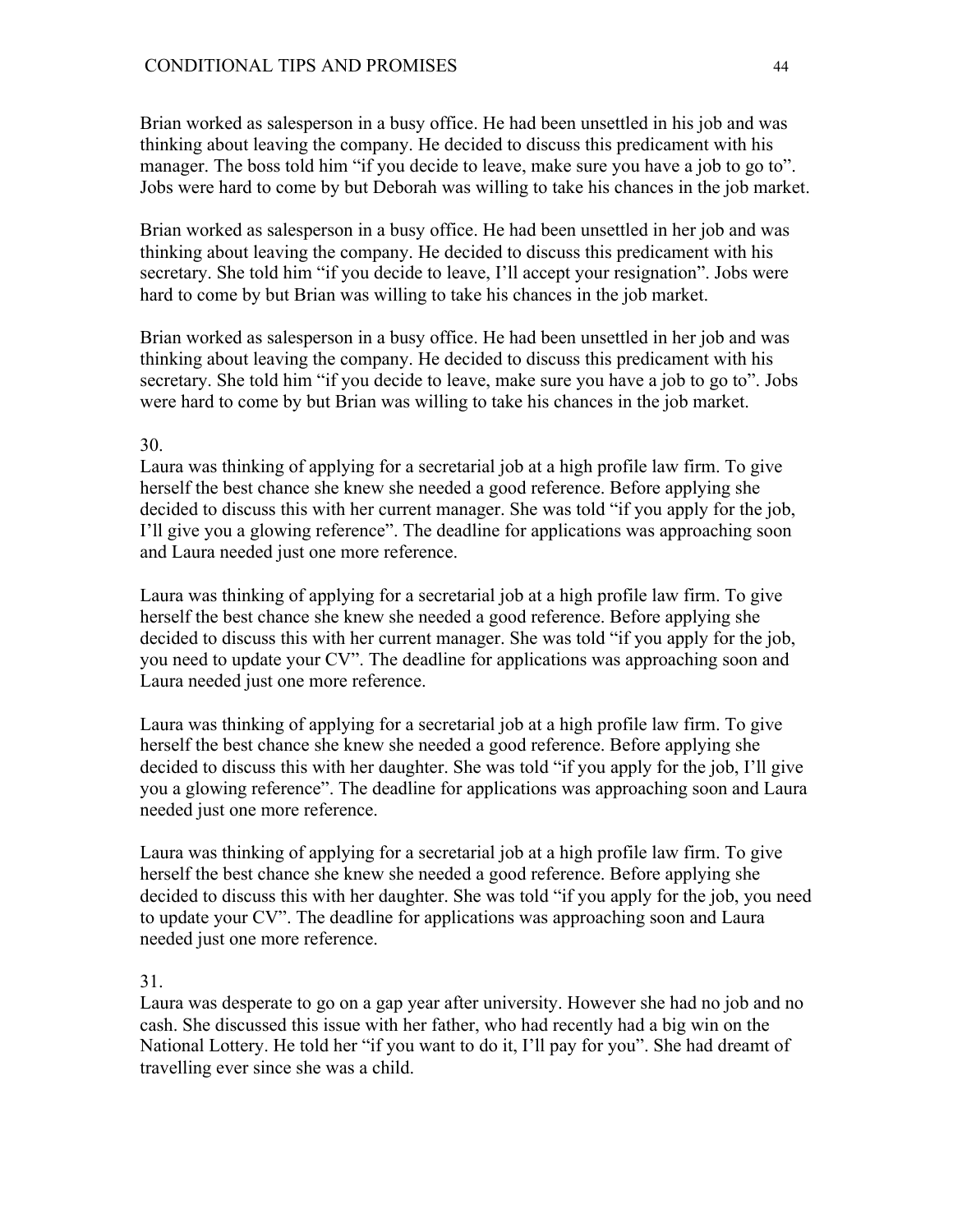Brian worked as salesperson in a busy office. He had been unsettled in his job and was thinking about leaving the company. He decided to discuss this predicament with his manager. The boss told him “if you decide to leave, make sure you have a job to go to”. Jobs were hard to come by but Deborah was willing to take his chances in the job market.

Brian worked as salesperson in a busy office. He had been unsettled in her job and was thinking about leaving the company. He decided to discuss this predicament with his secretary. She told him “if you decide to leave, I’ll accept your resignation”. Jobs were hard to come by but Brian was willing to take his chances in the job market.

Brian worked as salesperson in a busy office. He had been unsettled in her job and was thinking about leaving the company. He decided to discuss this predicament with his secretary. She told him “if you decide to leave, make sure you have a job to go to”. Jobs were hard to come by but Brian was willing to take his chances in the job market.

30.

Laura was thinking of applying for a secretarial job at a high profile law firm. To give herself the best chance she knew she needed a good reference. Before applying she decided to discuss this with her current manager. She was told “if you apply for the job, I’ll give you a glowing reference”. The deadline for applications was approaching soon and Laura needed just one more reference.

Laura was thinking of applying for a secretarial job at a high profile law firm. To give herself the best chance she knew she needed a good reference. Before applying she decided to discuss this with her current manager. She was told “if you apply for the job, you need to update your CV”. The deadline for applications was approaching soon and Laura needed just one more reference.

Laura was thinking of applying for a secretarial job at a high profile law firm. To give herself the best chance she knew she needed a good reference. Before applying she decided to discuss this with her daughter. She was told “if you apply for the job, I’ll give you a glowing reference”. The deadline for applications was approaching soon and Laura needed just one more reference.

Laura was thinking of applying for a secretarial job at a high profile law firm. To give herself the best chance she knew she needed a good reference. Before applying she decided to discuss this with her daughter. She was told “if you apply for the job, you need to update your CV”. The deadline for applications was approaching soon and Laura needed just one more reference.

31.

Laura was desperate to go on a gap year after university. However she had no job and no cash. She discussed this issue with her father, who had recently had a big win on the National Lottery. He told her “if you want to do it, I’ll pay for you”. She had dreamt of travelling ever since she was a child.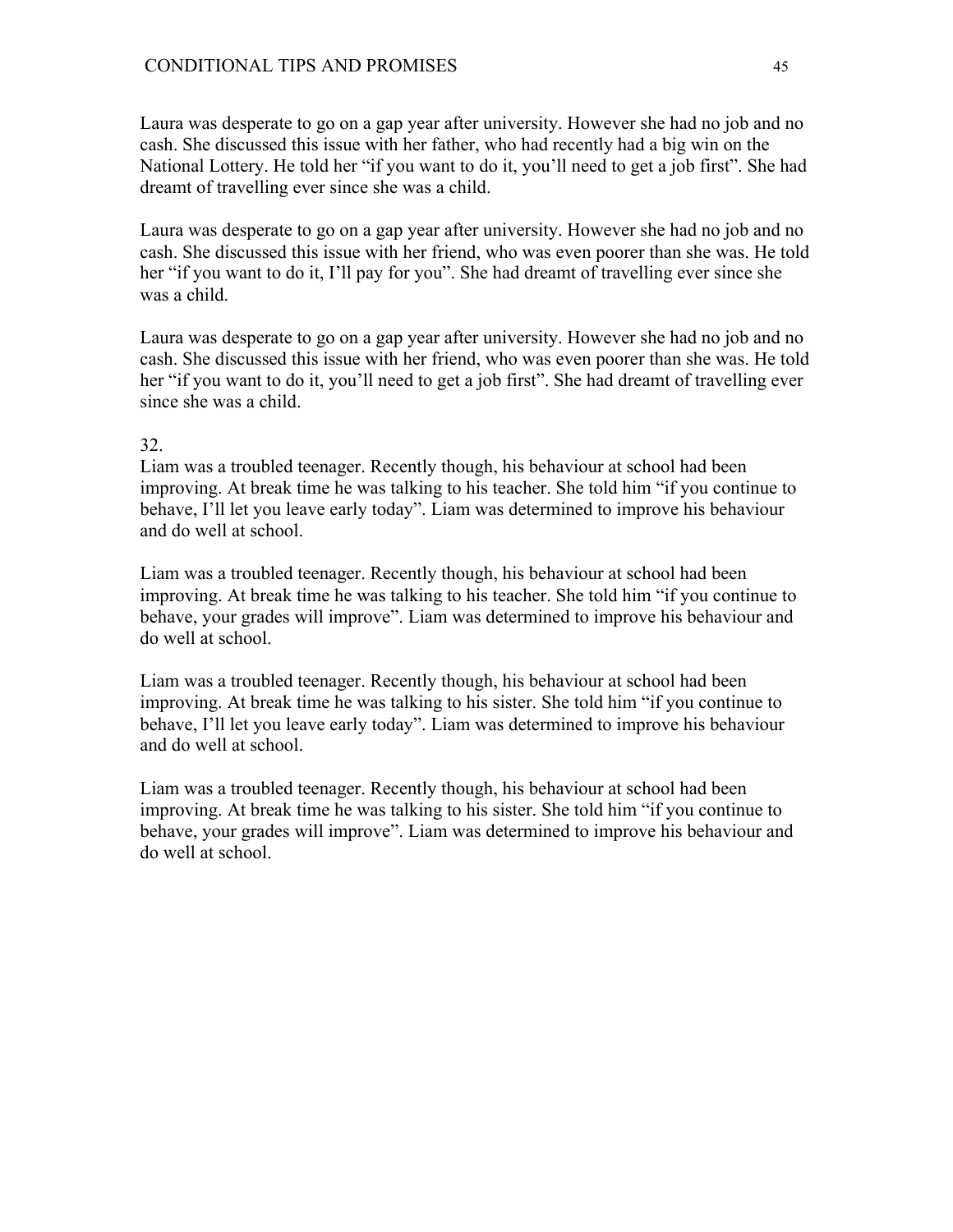Laura was desperate to go on a gap year after university. However she had no job and no cash. She discussed this issue with her father, who had recently had a big win on the National Lottery. He told her "if you want to do it, you'll need to get a job first". She had dreamt of travelling ever since she was a child.

Laura was desperate to go on a gap year after university. However she had no job and no cash. She discussed this issue with her friend, who was even poorer than she was. He told her "if you want to do it, I'll pay for you". She had dreamt of travelling ever since she was a child.

Laura was desperate to go on a gap year after university. However she had no job and no cash. She discussed this issue with her friend, who was even poorer than she was. He told her "if you want to do it, you'll need to get a job first". She had dreamt of travelling ever since she was a child.

32.

Liam was a troubled teenager. Recently though, his behaviour at school had been improving. At break time he was talking to his teacher. She told him "if you continue to behave, I'll let you leave early today". Liam was determined to improve his behaviour and do well at school.

Liam was a troubled teenager. Recently though, his behaviour at school had been improving. At break time he was talking to his teacher. She told him "if you continue to behave, your grades will improve". Liam was determined to improve his behaviour and do well at school.

Liam was a troubled teenager. Recently though, his behaviour at school had been improving. At break time he was talking to his sister. She told him "if you continue to behave, I'll let you leave early today". Liam was determined to improve his behaviour and do well at school.

Liam was a troubled teenager. Recently though, his behaviour at school had been improving. At break time he was talking to his sister. She told him "if you continue to behave, your grades will improve". Liam was determined to improve his behaviour and do well at school.